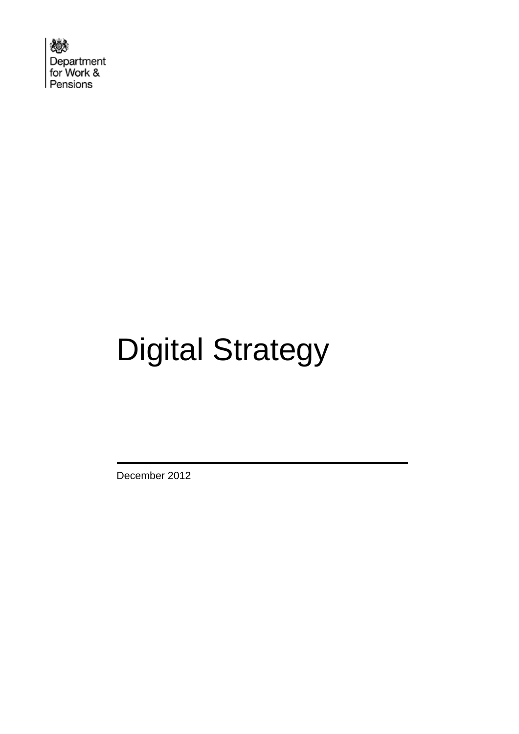Department for Work & Pensions

# Digital Strategy

December 2012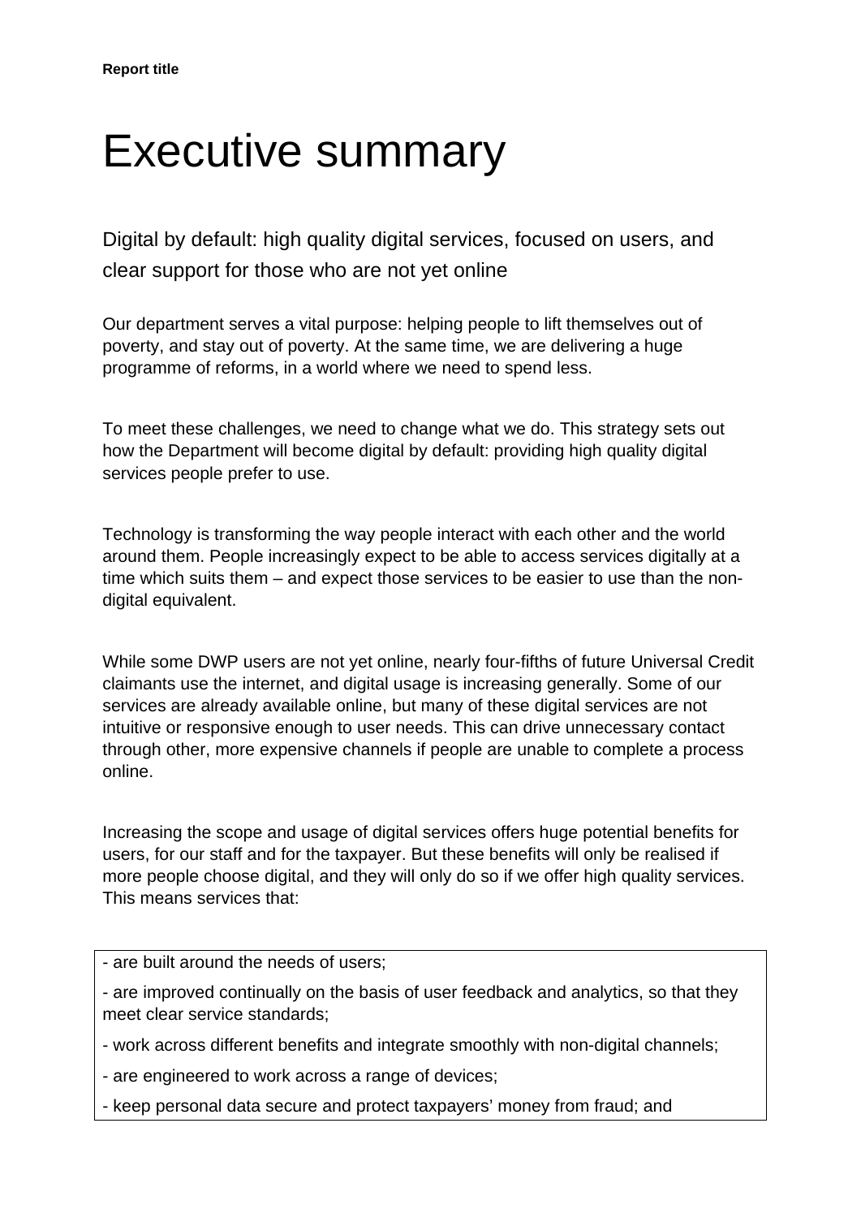# Executive summary

Digital by default: high quality digital services, focused on users, and clear support for those who are not yet online

Our department serves a vital purpose: helping people to lift themselves out of poverty, and stay out of poverty. At the same time, we are delivering a huge programme of reforms, in a world where we need to spend less.

To meet these challenges, we need to change what we do. This strategy sets out how the Department will become digital by default: providing high quality digital services people prefer to use.

Technology is transforming the way people interact with each other and the world around them. People increasingly expect to be able to access services digitally at a time which suits them – and expect those services to be easier to use than the non-digital equivalent.

While some DWP users are not yet online, nearly four-fifths of future Universal Credit claimants use the internet, and digital usage is increasing generally. Some of our services are already available online, but many of these digital services are not intuitive or responsive enough to user needs. This can drive unnecessary contact through other, more expensive channels if people are unable to complete a process online.

Increasing the scope and usage of digital services offers huge potential benefits for users, for our staff and for the taxpayer. But these benefits will only be realised if more people choose digital, and they will only do so if we offer high quality services. This means services that:

- are built around the needs of users;
- are improved continually on the basis of user feedback and analytics, so that they meet clear service standards;
- work across different benefits and integrate smoothly with non-digital channels;
- are engineered to work across a range of devices;
- keep personal data secure and protect taxpayers' money from fraud; and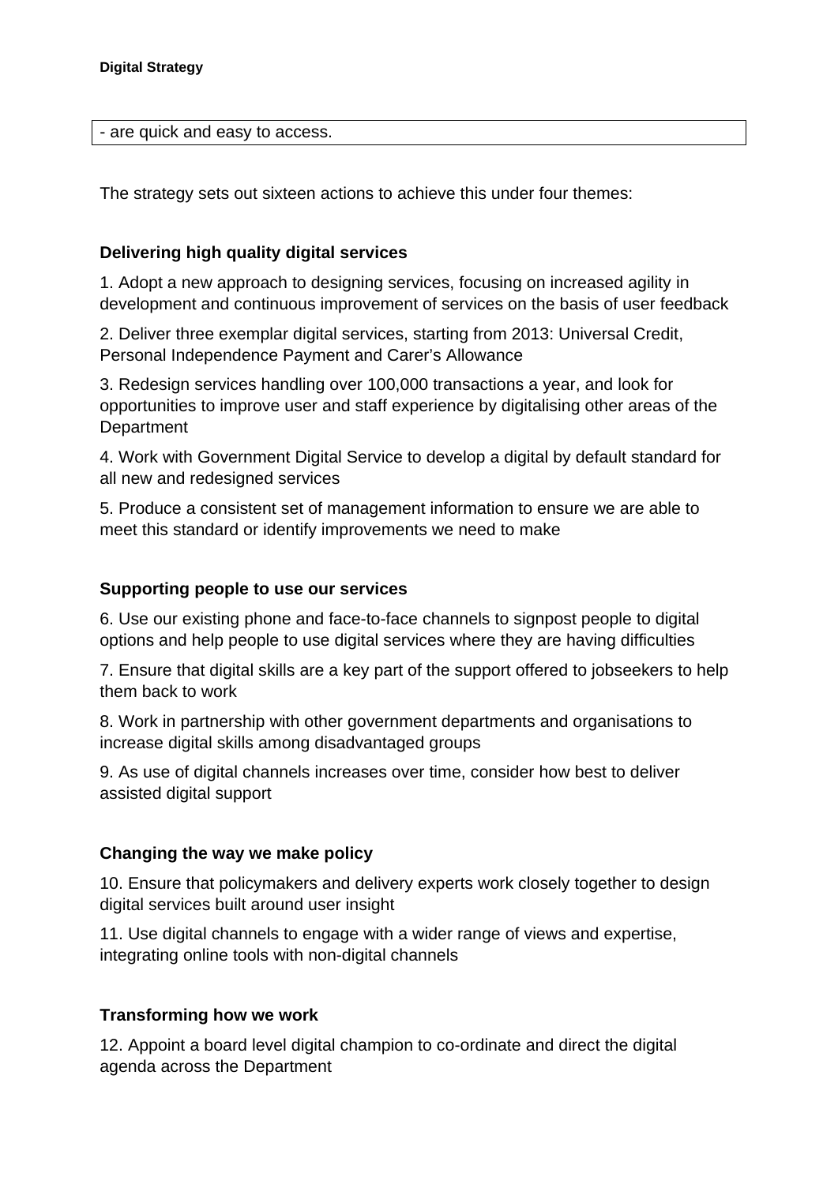- are quick and easy to access.

The strategy sets out sixteen actions to achieve this under four themes:

**Delivering high quality digital services**

1. Adopt a new approach to designing services, focusing on increased agility in development and continuous improvement of services on the basis of user feedback

2. Deliver three exemplar digital services, starting from 2013: Universal Credit, Personal Independence Payment and Carer's Allowance

3. Redesign services handling over 100,000 transactions a year, and look for opportunities to improve user and staff experience by digitalising other areas of the Department

4. Work with Government Digital Service to develop a digital by default standard for all new and redesigned services

5. Produce a consistent set of management information to ensure we are able to meet this standard or identify improvements we need to make

**Supporting people to use our services**

6. Use our existing phone and face-to-face channels to signpost people to digital options and help people to use digital services where they are having difficulties

7. Ensure that digital skills are a key part of the support offered to jobseekers to help them back to work

8. Work in partnership with other government departments and organisations to increase digital skills among disadvantaged groups

9. As use of digital channels increases over time, consider how best to deliver assisted digital support

**Changing the way we make policy**

10. Ensure that policymakers and delivery experts work closely together to design digital services built around user insight

11. Use digital channels to engage with a wider range of views and expertise, integrating online tools with non-digital channels

**Transforming how we work**

12. Appoint a board level digital champion to co-ordinate and direct the digital agenda across the Department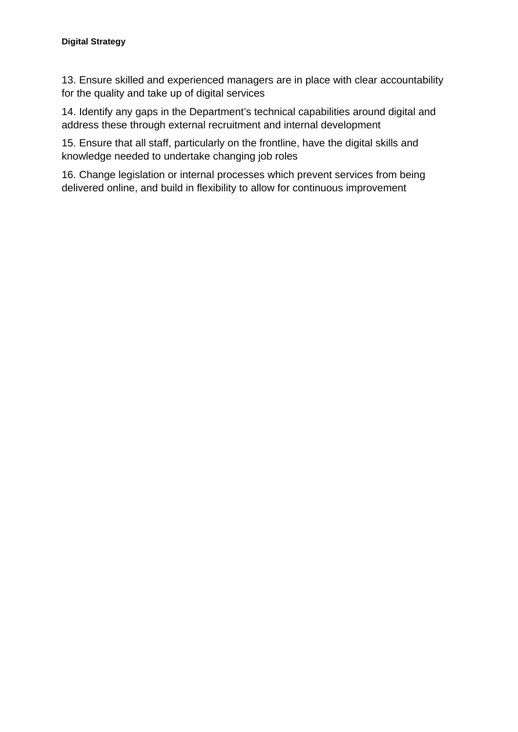13. Ensure skilled and experienced managers are in place with clear accountability for the quality and take up of digital services

14. Identify any gaps in the Department's technical capabilities around digital and address these through external recruitment and internal development

15. Ensure that all staff, particularly on the frontline, have the digital skills and knowledge needed to undertake changing job roles

16. Change legislation or internal processes which prevent services from being delivered online, and build in flexibility to allow for continuous improvement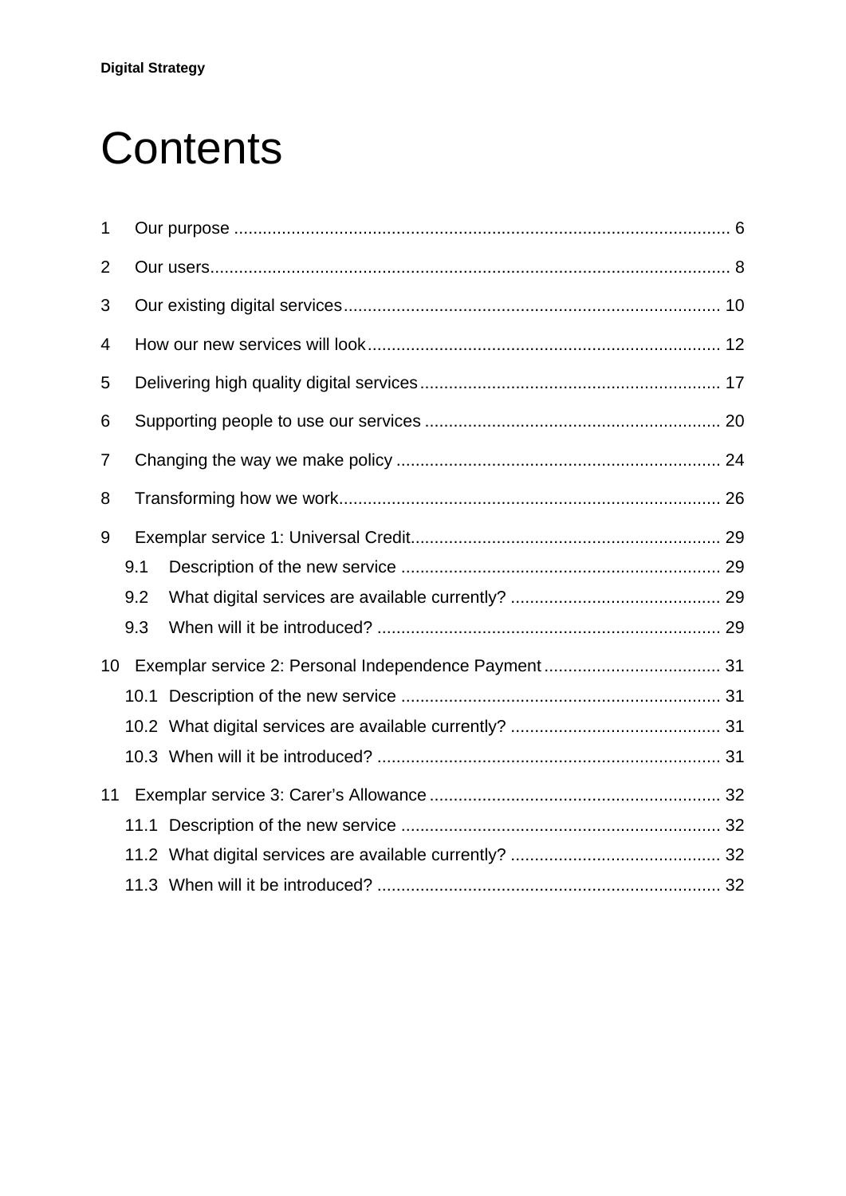# Contents

1 Our purpose ........................................................................................................ 6

2 Our users............................................................................................................ 8

3 Our existing digital services............................................................................. 10

4 How our new services will look......................................................................... 12

5 Delivering high quality digital services.............................................................. 17

6 Supporting people to use our services ............................................................. 20

7 Changing the way we make policy ................................................................... 24

8 Transforming how we work............................................................................... 26

9 Exemplar service 1: Universal Credit................................................................ 29

- 9.1 Description of the new service .................................................................. 29
- 9.2 What digital services are available currently? ........................................... 29
- 9.3 When will it be introduced? ....................................................................... 29

10 Exemplar service 2: Personal Independence Payment.................................... 31

- 10.1 Description of the new service .................................................................. 31
- 10.2 What digital services are available currently? ........................................... 31
- 10.3 When will it be introduced? ....................................................................... 31

11 Exemplar service 3: Carer's Allowance ............................................................ 32

- 11.1 Description of the new service .................................................................. 32
- 11.2 What digital services are available currently? ........................................... 32
- 11.3 When will it be introduced? ....................................................................... 32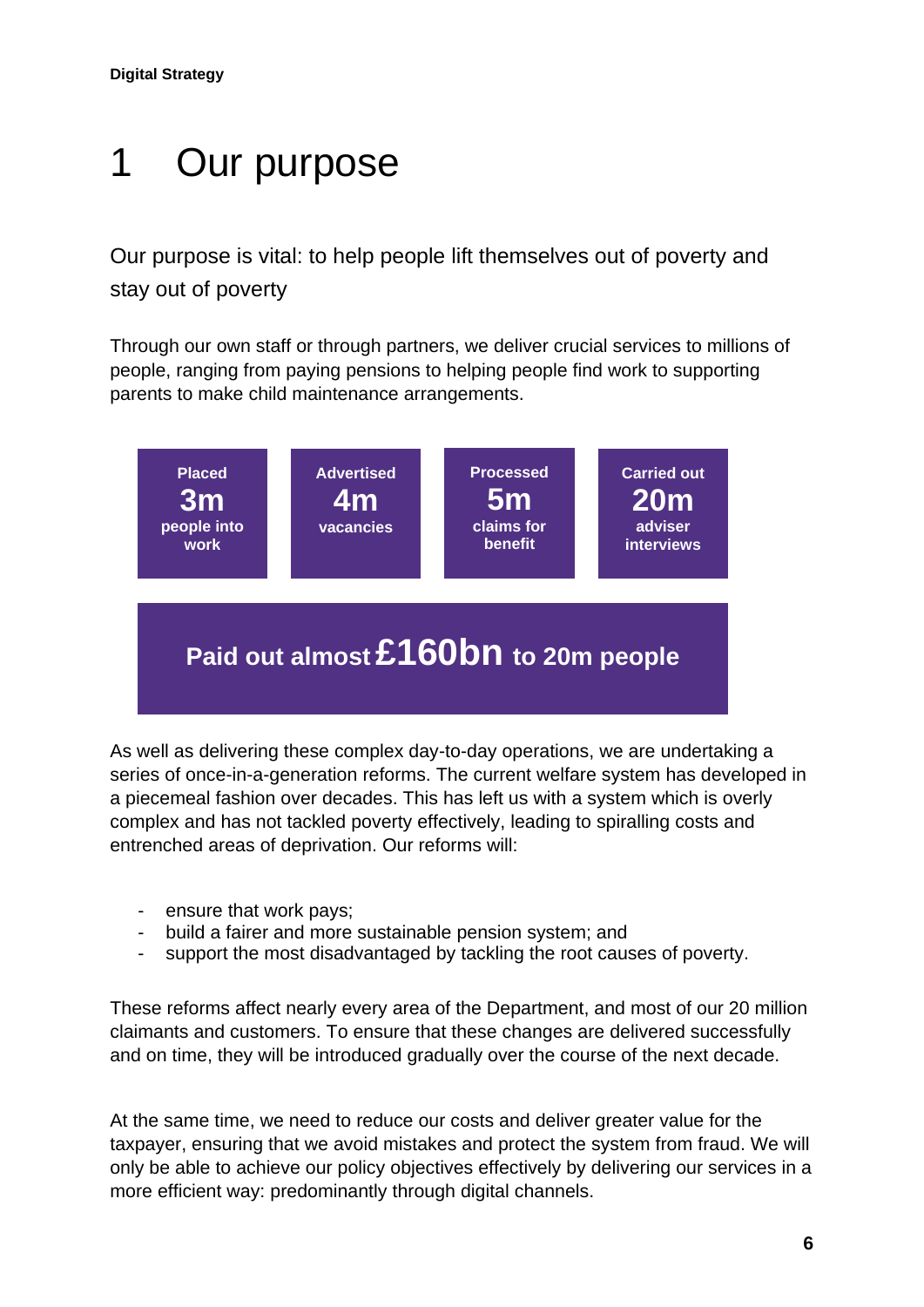# 1 Our purpose

Our purpose is vital: to help people lift themselves out of poverty and stay out of poverty

Through our own staff or through partners, we deliver crucial services to millions of people, ranging from paying pensions to helping people find work to supporting parents to make child maintenance arrangements.

**Placed 3m people into work**

**Advertised 4m vacancies**

**Processed 5m claims for benefit**

**Carried out 20m adviser interviews**

**Paid out almost £160bn to 20m people**

As well as delivering these complex day-to-day operations, we are undertaking a series of once-in-a-generation reforms. The current welfare system has developed in a piecemeal fashion over decades. This has left us with a system which is overly complex and has not tackled poverty effectively, leading to spiralling costs and entrenched areas of deprivation. Our reforms will:

- ensure that work pays;
- build a fairer and more sustainable pension system; and
- support the most disadvantaged by tackling the root causes of poverty.

These reforms affect nearly every area of the Department, and most of our 20 million claimants and customers. To ensure that these changes are delivered successfully and on time, they will be introduced gradually over the course of the next decade.

At the same time, we need to reduce our costs and deliver greater value for the taxpayer, ensuring that we avoid mistakes and protect the system from fraud. We will only be able to achieve our policy objectives effectively by delivering our services in a more efficient way: predominantly through digital channels.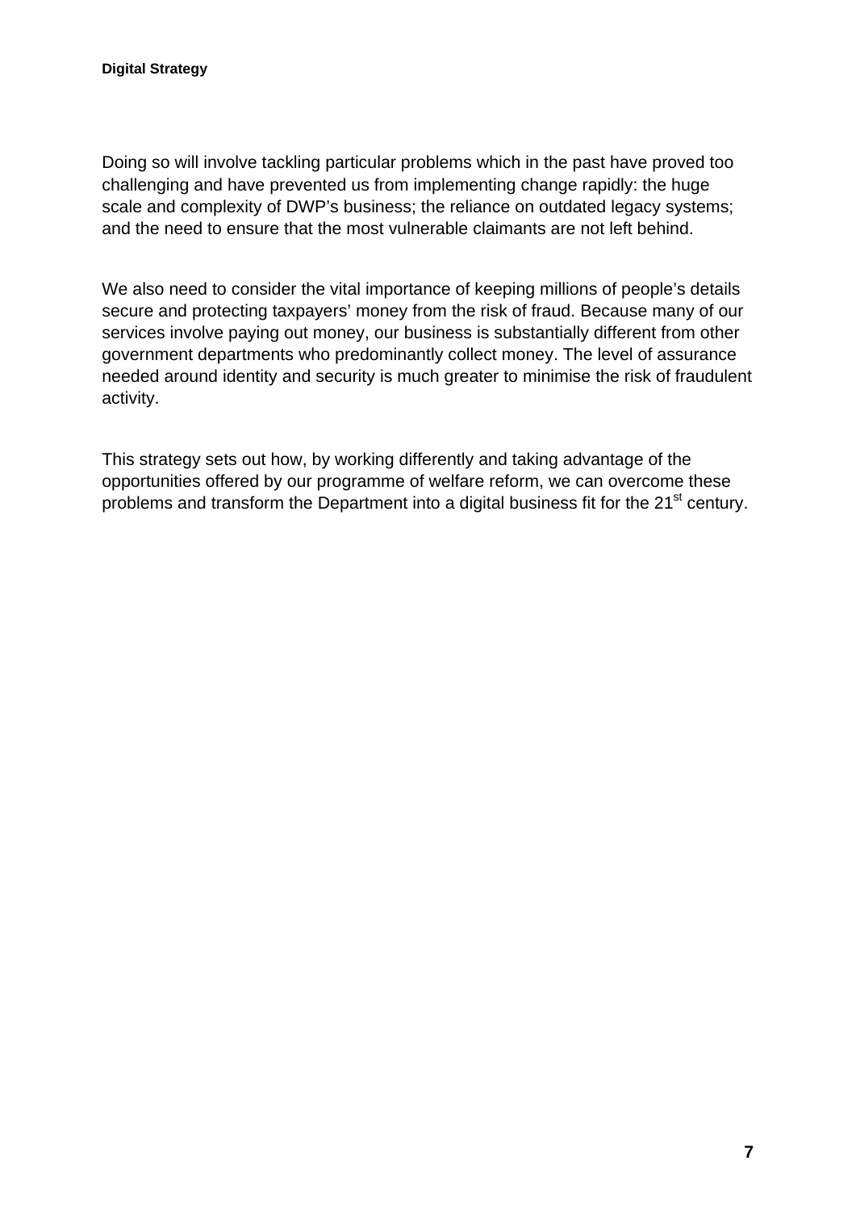Doing so will involve tackling particular problems which in the past have proved too challenging and have prevented us from implementing change rapidly: the huge scale and complexity of DWP's business; the reliance on outdated legacy systems; and the need to ensure that the most vulnerable claimants are not left behind.

We also need to consider the vital importance of keeping millions of people's details secure and protecting taxpayers' money from the risk of fraud. Because many of our services involve paying out money, our business is substantially different from other government departments who predominantly collect money. The level of assurance needed around identity and security is much greater to minimise the risk of fraudulent activity.

This strategy sets out how, by working differently and taking advantage of the opportunities offered by our programme of welfare reform, we can overcome these problems and transform the Department into a digital business fit for the 21st century.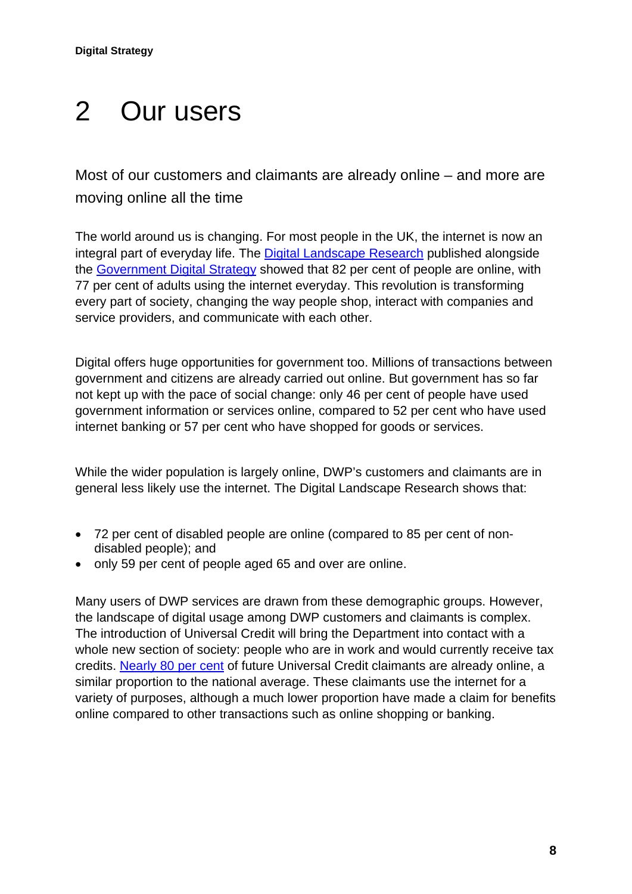# 2 Our users

Most of our customers and claimants are already online – and more are moving online all the time

The world around us is changing. For most people in the UK, the internet is now an integral part of everyday life. The Digital Landscape Research published alongside the Government Digital Strategy showed that 82 per cent of people are online, with 77 per cent of adults using the internet everyday. This revolution is transforming every part of society, changing the way people shop, interact with companies and service providers, and communicate with each other.

Digital offers huge opportunities for government too. Millions of transactions between government and citizens are already carried out online. But government has so far not kept up with the pace of social change: only 46 per cent of people have used government information or services online, compared to 52 per cent who have used internet banking or 57 per cent who have shopped for goods or services.

While the wider population is largely online, DWP's customers and claimants are in general less likely use the internet. The Digital Landscape Research shows that:

- 72 per cent of disabled people are online (compared to 85 per cent of non-disabled people); and
- only 59 per cent of people aged 65 and over are online.

Many users of DWP services are drawn from these demographic groups. However, the landscape of digital usage among DWP customers and claimants is complex. The introduction of Universal Credit will bring the Department into contact with a whole new section of society: people who are in work and would currently receive tax credits. Nearly 80 per cent of future Universal Credit claimants are already online, a similar proportion to the national average. These claimants use the internet for a variety of purposes, although a much lower proportion have made a claim for benefits online compared to other transactions such as online shopping or banking.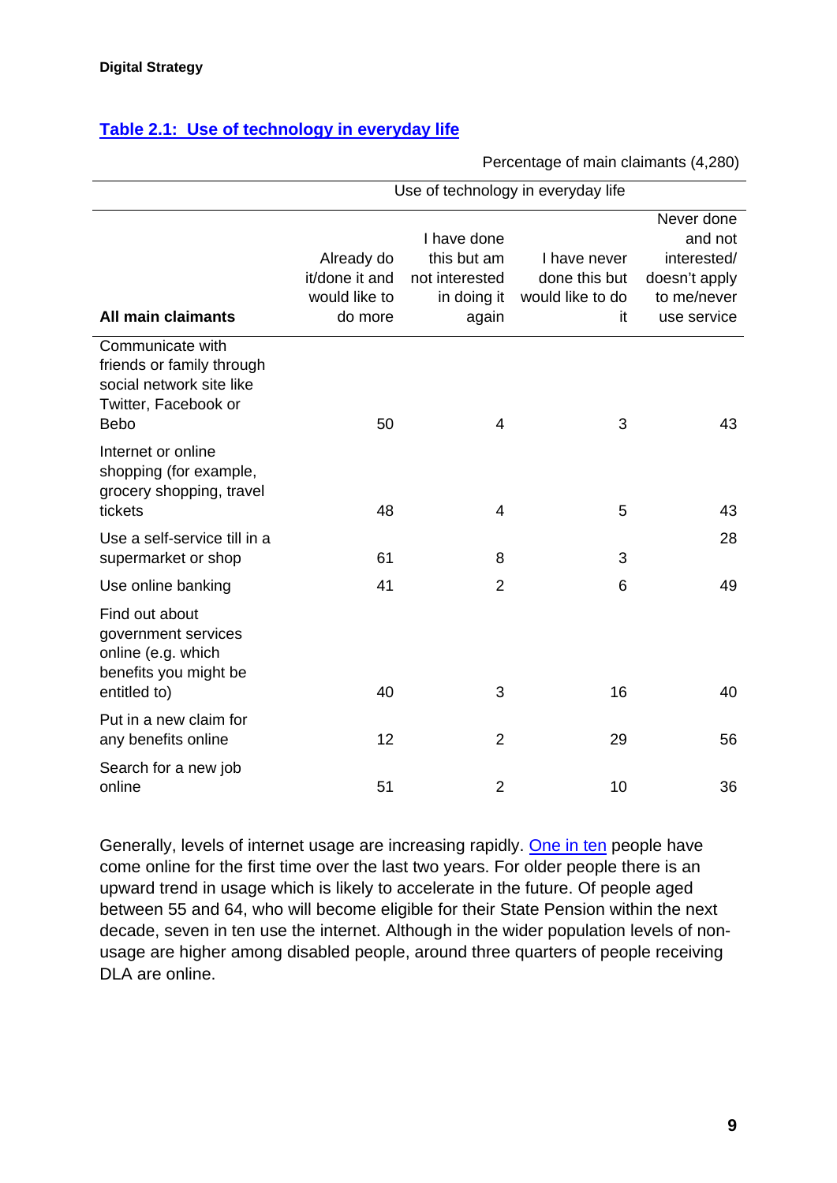### Table 2.1: Use of technology in everyday life

Percentage of main claimants (4,280)

| All main claimants | Use of technology in everyday life | | | |
|---|---|---|---|---|
| | Already do it/done it and would like to do more | I have done this but am not interested in doing it again | I have never done this but would like to do it | Never done and not interested/ doesn't apply to me/never use service |
| Communicate with friends or family through social network site like Twitter, Facebook or Bebo | 50 | 4 | 3 | 43 |
| Internet or online shopping (for example, grocery shopping, travel tickets | 48 | 4 | 5 | 43 |
| Use a self-service till in a supermarket or shop | 61 | 8 | 3 | 28 |
| Use online banking | 41 | 2 | 6 | 49 |
| Find out about government services online (e.g. which benefits you might be entitled to) | 40 | 3 | 16 | 40 |
| Put in a new claim for any benefits online | 12 | 2 | 29 | 56 |
| Search for a new job online | 51 | 2 | 10 | 36 |

Generally, levels of internet usage are increasing rapidly. One in ten people have come online for the first time over the last two years. For older people there is an upward trend in usage which is likely to accelerate in the future. Of people aged between 55 and 64, who will become eligible for their State Pension within the next decade, seven in ten use the internet. Although in the wider population levels of non-usage are higher among disabled people, around three quarters of people receiving DLA are online.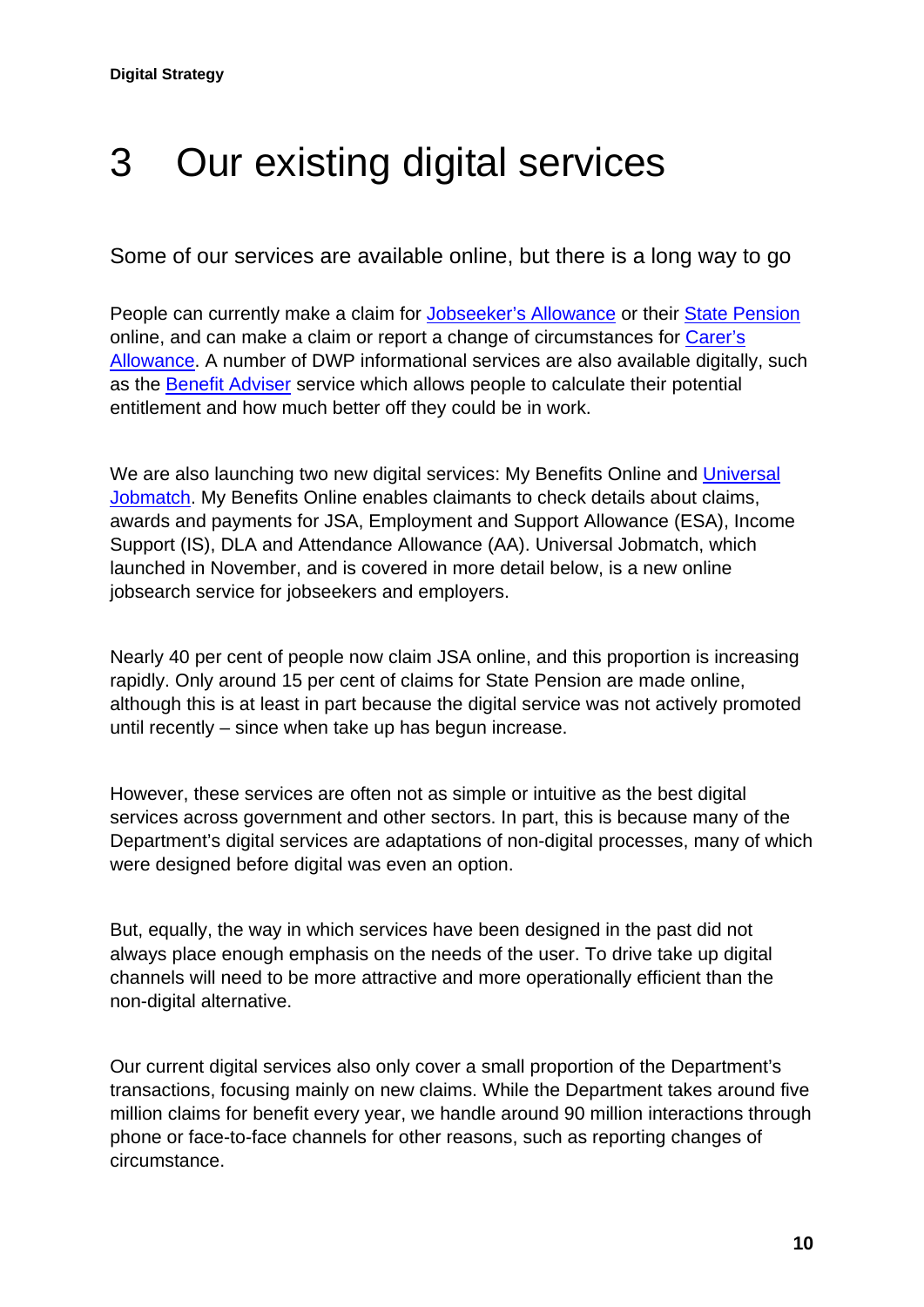# 3 Our existing digital services

Some of our services are available online, but there is a long way to go

People can currently make a claim for Jobseeker's Allowance or their State Pension online, and can make a claim or report a change of circumstances for Carer's Allowance. A number of DWP informational services are also available digitally, such as the Benefit Adviser service which allows people to calculate their potential entitlement and how much better off they could be in work.

We are also launching two new digital services: My Benefits Online and Universal Jobmatch. My Benefits Online enables claimants to check details about claims, awards and payments for JSA, Employment and Support Allowance (ESA), Income Support (IS), DLA and Attendance Allowance (AA). Universal Jobmatch, which launched in November, and is covered in more detail below, is a new online jobsearch service for jobseekers and employers.

Nearly 40 per cent of people now claim JSA online, and this proportion is increasing rapidly. Only around 15 per cent of claims for State Pension are made online, although this is at least in part because the digital service was not actively promoted until recently – since when take up has begun increase.

However, these services are often not as simple or intuitive as the best digital services across government and other sectors. In part, this is because many of the Department's digital services are adaptations of non-digital processes, many of which were designed before digital was even an option.

But, equally, the way in which services have been designed in the past did not always place enough emphasis on the needs of the user. To drive take up digital channels will need to be more attractive and more operationally efficient than the non-digital alternative.

Our current digital services also only cover a small proportion of the Department's transactions, focusing mainly on new claims. While the Department takes around five million claims for benefit every year, we handle around 90 million interactions through phone or face-to-face channels for other reasons, such as reporting changes of circumstance.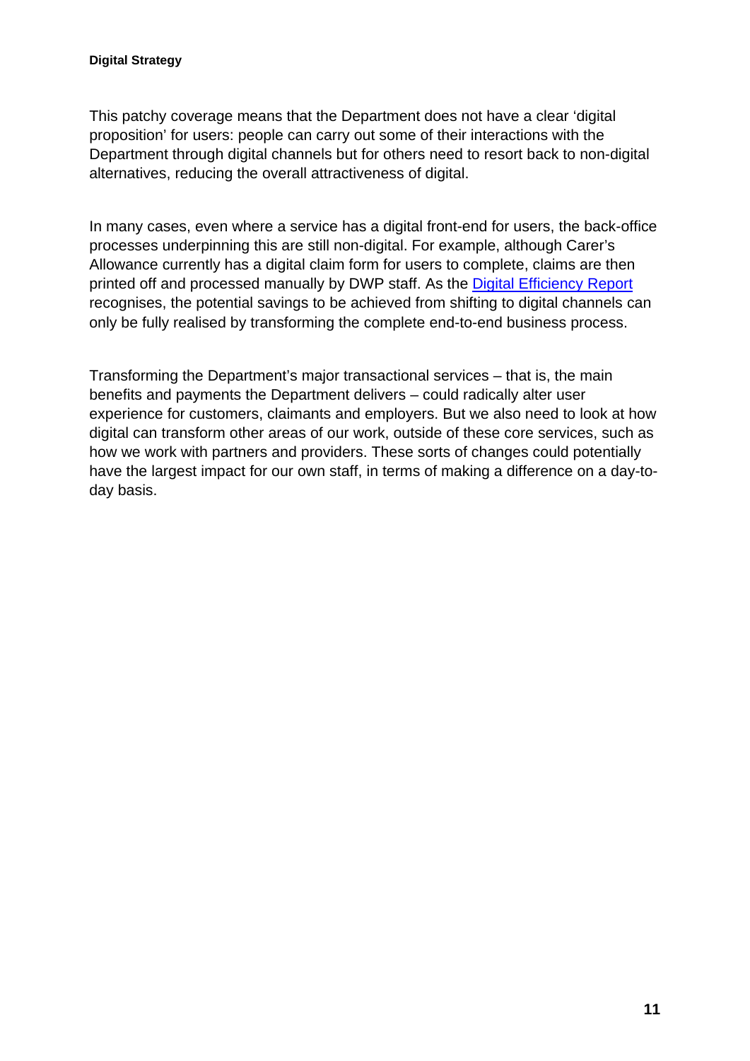This patchy coverage means that the Department does not have a clear 'digital proposition' for users: people can carry out some of their interactions with the Department through digital channels but for others need to resort back to non-digital alternatives, reducing the overall attractiveness of digital.

In many cases, even where a service has a digital front-end for users, the back-office processes underpinning this are still non-digital. For example, although Carer's Allowance currently has a digital claim form for users to complete, claims are then printed off and processed manually by DWP staff. As the Digital Efficiency Report recognises, the potential savings to be achieved from shifting to digital channels can only be fully realised by transforming the complete end-to-end business process.

Transforming the Department's major transactional services – that is, the main benefits and payments the Department delivers – could radically alter user experience for customers, claimants and employers. But we also need to look at how digital can transform other areas of our work, outside of these core services, such as how we work with partners and providers. These sorts of changes could potentially have the largest impact for our own staff, in terms of making a difference on a day-to-day basis.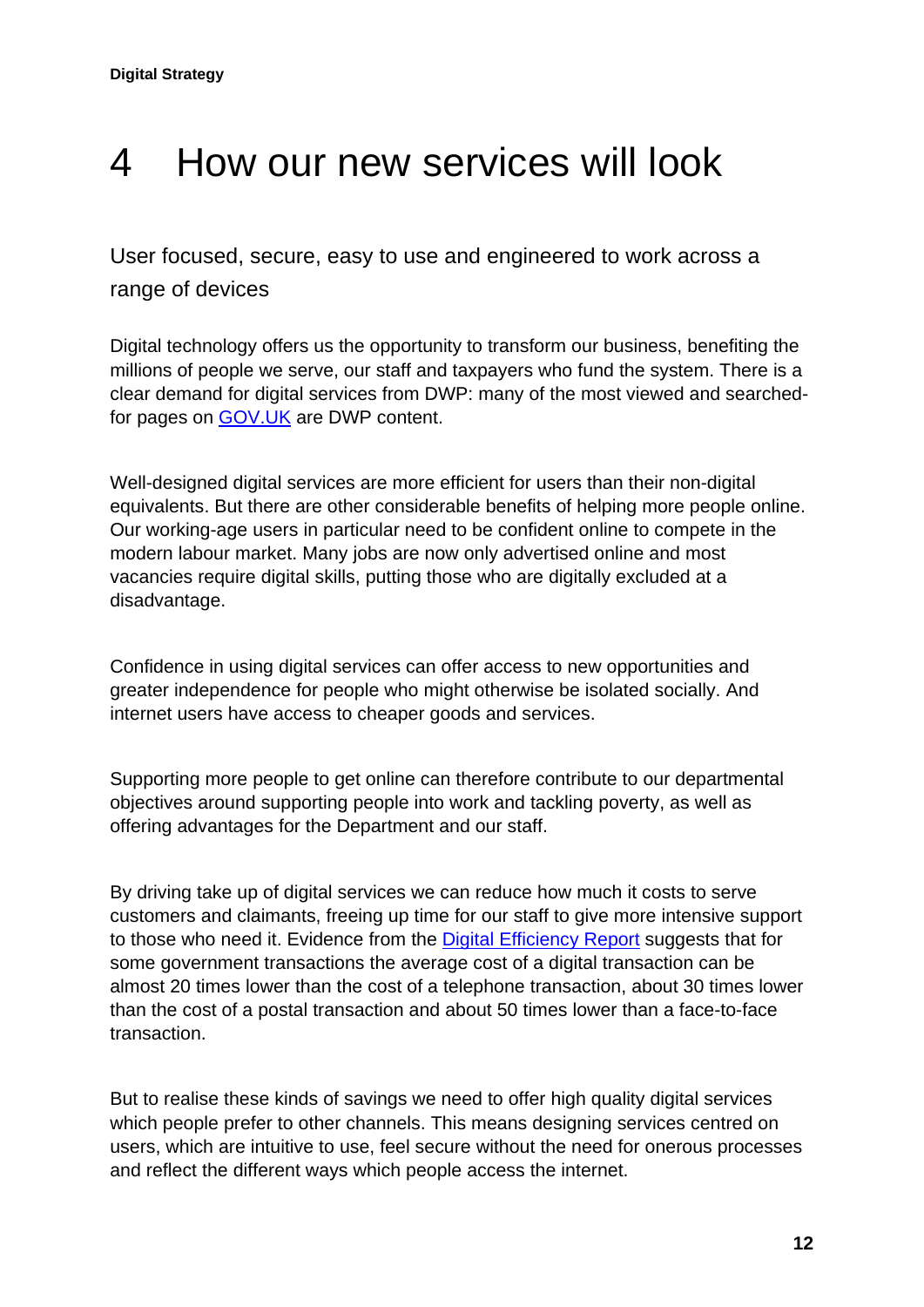# 4 How our new services will look

User focused, secure, easy to use and engineered to work across a range of devices

Digital technology offers us the opportunity to transform our business, benefiting the millions of people we serve, our staff and taxpayers who fund the system. There is a clear demand for digital services from DWP: many of the most viewed and searched-for pages on [GOV.UK](GOV.UK) are DWP content.

Well-designed digital services are more efficient for users than their non-digital equivalents. But there are other considerable benefits of helping more people online. Our working-age users in particular need to be confident online to compete in the modern labour market. Many jobs are now only advertised online and most vacancies require digital skills, putting those who are digitally excluded at a disadvantage.

Confidence in using digital services can offer access to new opportunities and greater independence for people who might otherwise be isolated socially. And internet users have access to cheaper goods and services.

Supporting more people to get online can therefore contribute to our departmental objectives around supporting people into work and tackling poverty, as well as offering advantages for the Department and our staff.

By driving take up of digital services we can reduce how much it costs to serve customers and claimants, freeing up time for our staff to give more intensive support to those who need it. Evidence from the Digital Efficiency Report suggests that for some government transactions the average cost of a digital transaction can be almost 20 times lower than the cost of a telephone transaction, about 30 times lower than the cost of a postal transaction and about 50 times lower than a face-to-face transaction.

But to realise these kinds of savings we need to offer high quality digital services which people prefer to other channels. This means designing services centred on users, which are intuitive to use, feel secure without the need for onerous processes and reflect the different ways which people access the internet.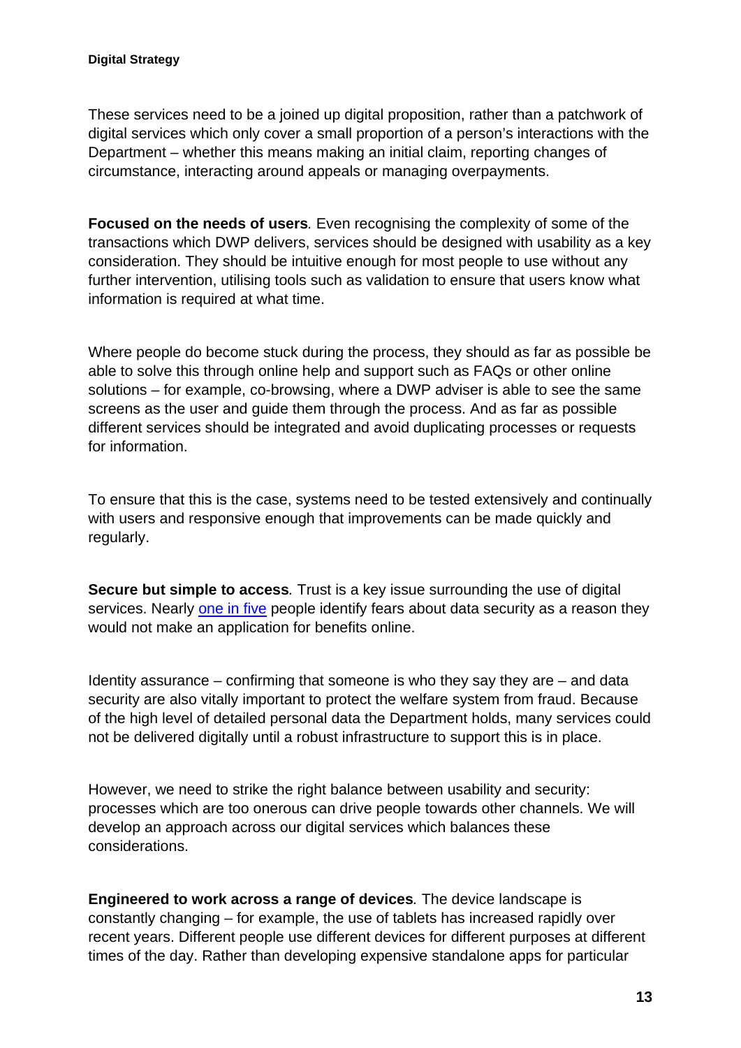These services need to be a joined up digital proposition, rather than a patchwork of digital services which only cover a small proportion of a person's interactions with the Department – whether this means making an initial claim, reporting changes of circumstance, interacting around appeals or managing overpayments.

**Focused on the needs of users***.* Even recognising the complexity of some of the transactions which DWP delivers, services should be designed with usability as a key consideration. They should be intuitive enough for most people to use without any further intervention, utilising tools such as validation to ensure that users know what information is required at what time.

Where people do become stuck during the process, they should as far as possible be able to solve this through online help and support such as FAQs or other online solutions – for example, co-browsing, where a DWP adviser is able to see the same screens as the user and guide them through the process. And as far as possible different services should be integrated and avoid duplicating processes or requests for information.

To ensure that this is the case, systems need to be tested extensively and continually with users and responsive enough that improvements can be made quickly and regularly.

**Secure but simple to access***.* Trust is a key issue surrounding the use of digital services. Nearly one in five people identify fears about data security as a reason they would not make an application for benefits online.

Identity assurance – confirming that someone is who they say they are – and data security are also vitally important to protect the welfare system from fraud. Because of the high level of detailed personal data the Department holds, many services could not be delivered digitally until a robust infrastructure to support this is in place.

However, we need to strike the right balance between usability and security: processes which are too onerous can drive people towards other channels. We will develop an approach across our digital services which balances these considerations.

**Engineered to work across a range of devices***.* The device landscape is constantly changing – for example, the use of tablets has increased rapidly over recent years. Different people use different devices for different purposes at different times of the day. Rather than developing expensive standalone apps for particular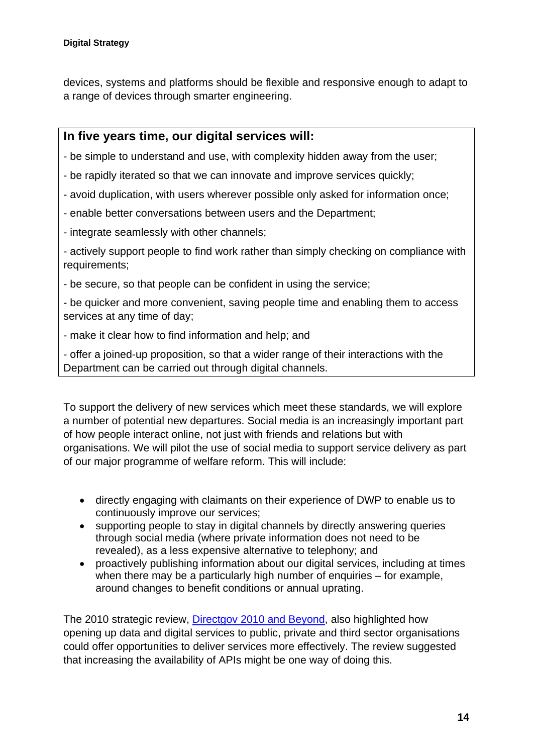devices, systems and platforms should be flexible and responsive enough to adapt to a range of devices through smarter engineering.

**In five years time, our digital services will:**

- be simple to understand and use, with complexity hidden away from the user;
- be rapidly iterated so that we can innovate and improve services quickly;
- avoid duplication, with users wherever possible only asked for information once;
- enable better conversations between users and the Department;
- integrate seamlessly with other channels;
- actively support people to find work rather than simply checking on compliance with requirements;
- be secure, so that people can be confident in using the service;
- be quicker and more convenient, saving people time and enabling them to access services at any time of day;
- make it clear how to find information and help; and
- offer a joined-up proposition, so that a wider range of their interactions with the Department can be carried out through digital channels.

To support the delivery of new services which meet these standards, we will explore a number of potential new departures. Social media is an increasingly important part of how people interact online, not just with friends and relations but with organisations. We will pilot the use of social media to support service delivery as part of our major programme of welfare reform. This will include:

- directly engaging with claimants on their experience of DWP to enable us to continuously improve our services;
- supporting people to stay in digital channels by directly answering queries through social media (where private information does not need to be revealed), as a less expensive alternative to telephony; and
- proactively publishing information about our digital services, including at times when there may be a particularly high number of enquiries – for example, around changes to benefit conditions or annual uprating.

The 2010 strategic review, Directgov 2010 and Beyond, also highlighted how opening up data and digital services to public, private and third sector organisations could offer opportunities to deliver services more effectively. The review suggested that increasing the availability of APIs might be one way of doing this.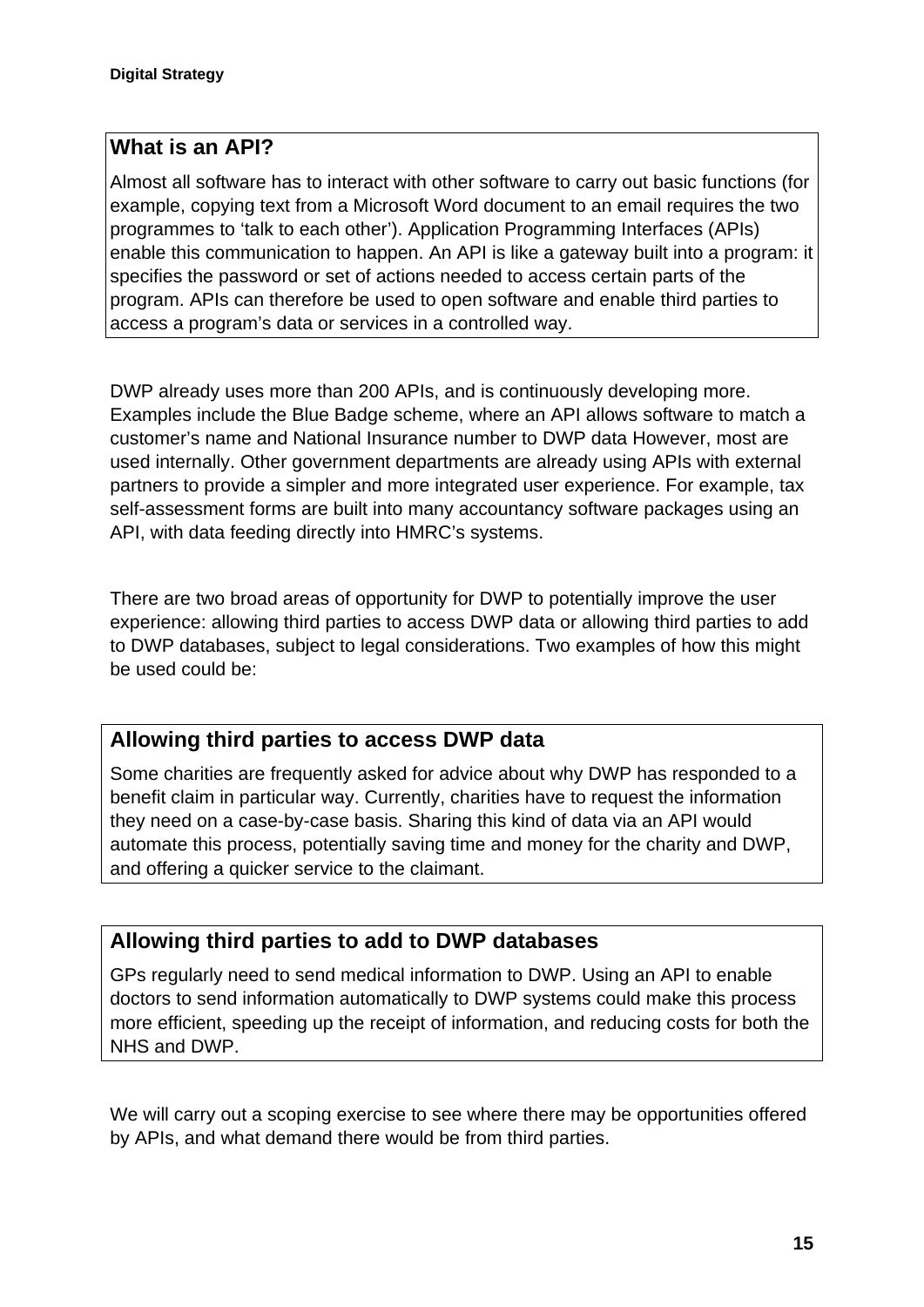### What is an API?

Almost all software has to interact with other software to carry out basic functions (for example, copying text from a Microsoft Word document to an email requires the two programmes to 'talk to each other'). Application Programming Interfaces (APIs) enable this communication to happen. An API is like a gateway built into a program: it specifies the password or set of actions needed to access certain parts of the program. APIs can therefore be used to open software and enable third parties to access a program's data or services in a controlled way.

DWP already uses more than 200 APIs, and is continuously developing more. Examples include the Blue Badge scheme, where an API allows software to match a customer's name and National Insurance number to DWP data However, most are used internally. Other government departments are already using APIs with external partners to provide a simpler and more integrated user experience. For example, tax self-assessment forms are built into many accountancy software packages using an API, with data feeding directly into HMRC's systems.

There are two broad areas of opportunity for DWP to potentially improve the user experience: allowing third parties to access DWP data or allowing third parties to add to DWP databases, subject to legal considerations. Two examples of how this might be used could be:

### Allowing third parties to access DWP data

Some charities are frequently asked for advice about why DWP has responded to a benefit claim in particular way. Currently, charities have to request the information they need on a case-by-case basis. Sharing this kind of data via an API would automate this process, potentially saving time and money for the charity and DWP, and offering a quicker service to the claimant.

### Allowing third parties to add to DWP databases

GPs regularly need to send medical information to DWP. Using an API to enable doctors to send information automatically to DWP systems could make this process more efficient, speeding up the receipt of information, and reducing costs for both the NHS and DWP.

We will carry out a scoping exercise to see where there may be opportunities offered by APIs, and what demand there would be from third parties.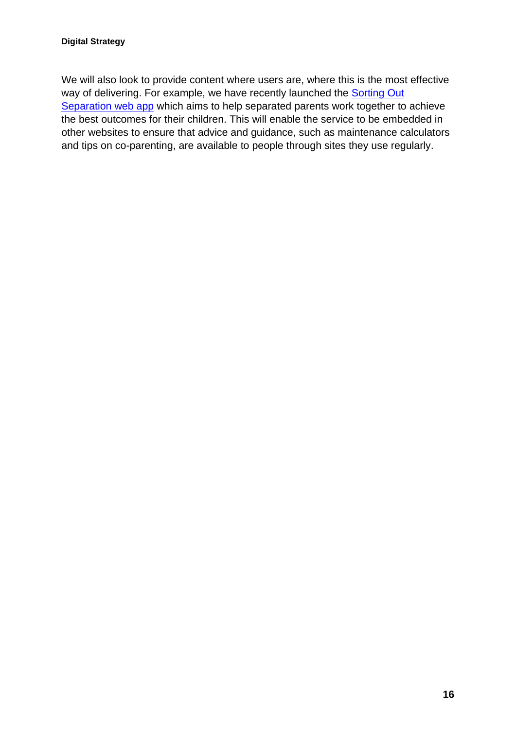We will also look to provide content where users are, where this is the most effective way of delivering. For example, we have recently launched the Sorting Out Separation web app which aims to help separated parents work together to achieve the best outcomes for their children. This will enable the service to be embedded in other websites to ensure that advice and guidance, such as maintenance calculators and tips on co-parenting, are available to people through sites they use regularly.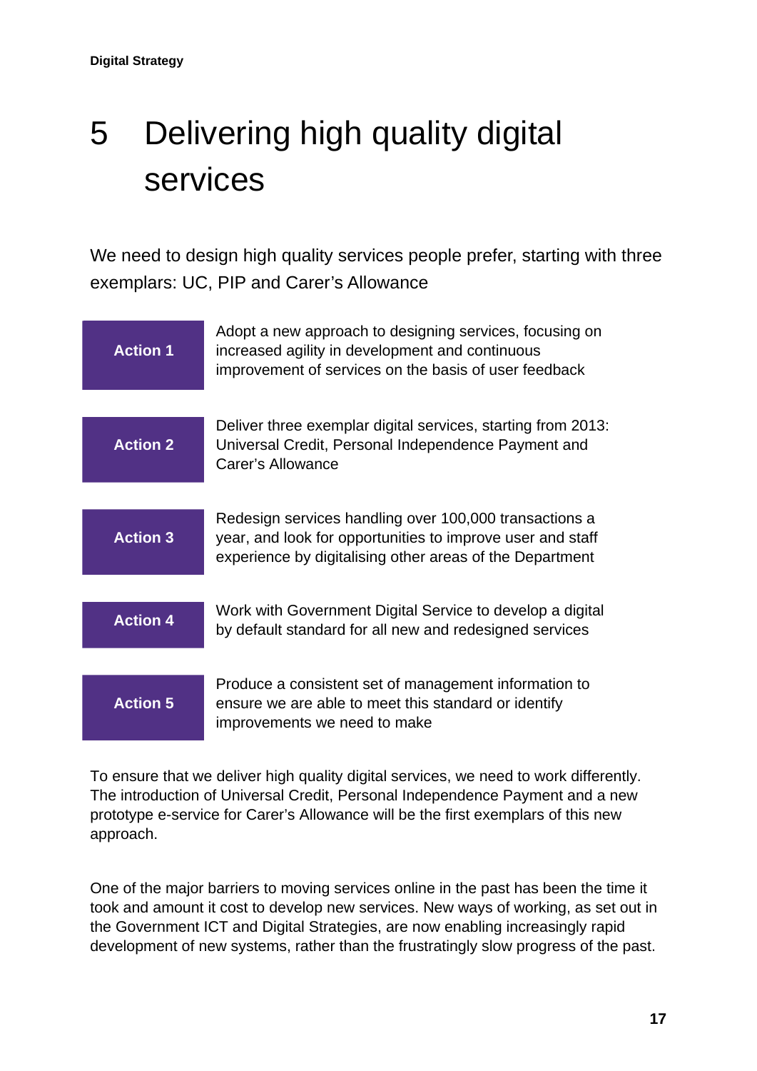# 5 Delivering high quality digital services

We need to design high quality services people prefer, starting with three exemplars: UC, PIP and Carer's Allowance

| | |
|---|---|
| **Action 1** | Adopt a new approach to designing services, focusing on increased agility in development and continuous improvement of services on the basis of user feedback |
| **Action 2** | Deliver three exemplar digital services, starting from 2013: Universal Credit, Personal Independence Payment and Carer's Allowance |
| **Action 3** | Redesign services handling over 100,000 transactions a year, and look for opportunities to improve user and staff experience by digitalising other areas of the Department |
| **Action 4** | Work with Government Digital Service to develop a digital by default standard for all new and redesigned services |
| **Action 5** | Produce a consistent set of management information to ensure we are able to meet this standard or identify improvements we need to make |

To ensure that we deliver high quality digital services, we need to work differently. The introduction of Universal Credit, Personal Independence Payment and a new prototype e-service for Carer's Allowance will be the first exemplars of this new approach.

One of the major barriers to moving services online in the past has been the time it took and amount it cost to develop new services. New ways of working, as set out in the Government ICT and Digital Strategies, are now enabling increasingly rapid development of new systems, rather than the frustratingly slow progress of the past.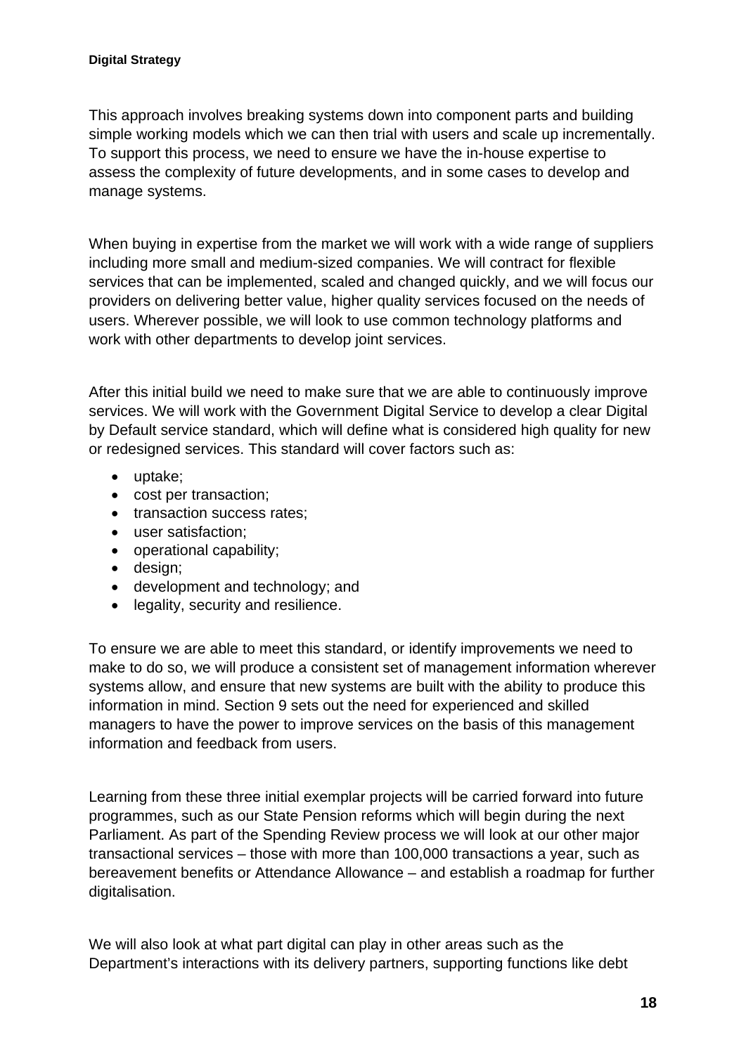This approach involves breaking systems down into component parts and building simple working models which we can then trial with users and scale up incrementally. To support this process, we need to ensure we have the in-house expertise to assess the complexity of future developments, and in some cases to develop and manage systems.

When buying in expertise from the market we will work with a wide range of suppliers including more small and medium-sized companies. We will contract for flexible services that can be implemented, scaled and changed quickly, and we will focus our providers on delivering better value, higher quality services focused on the needs of users. Wherever possible, we will look to use common technology platforms and work with other departments to develop joint services.

After this initial build we need to make sure that we are able to continuously improve services. We will work with the Government Digital Service to develop a clear Digital by Default service standard, which will define what is considered high quality for new or redesigned services. This standard will cover factors such as:

- uptake;
- cost per transaction;
- transaction success rates;
- user satisfaction;
- operational capability;
- design;
- development and technology; and
- legality, security and resilience.

To ensure we are able to meet this standard, or identify improvements we need to make to do so, we will produce a consistent set of management information wherever systems allow, and ensure that new systems are built with the ability to produce this information in mind. Section 9 sets out the need for experienced and skilled managers to have the power to improve services on the basis of this management information and feedback from users.

Learning from these three initial exemplar projects will be carried forward into future programmes, such as our State Pension reforms which will begin during the next Parliament. As part of the Spending Review process we will look at our other major transactional services – those with more than 100,000 transactions a year, such as bereavement benefits or Attendance Allowance – and establish a roadmap for further digitalisation.

We will also look at what part digital can play in other areas such as the Department's interactions with its delivery partners, supporting functions like debt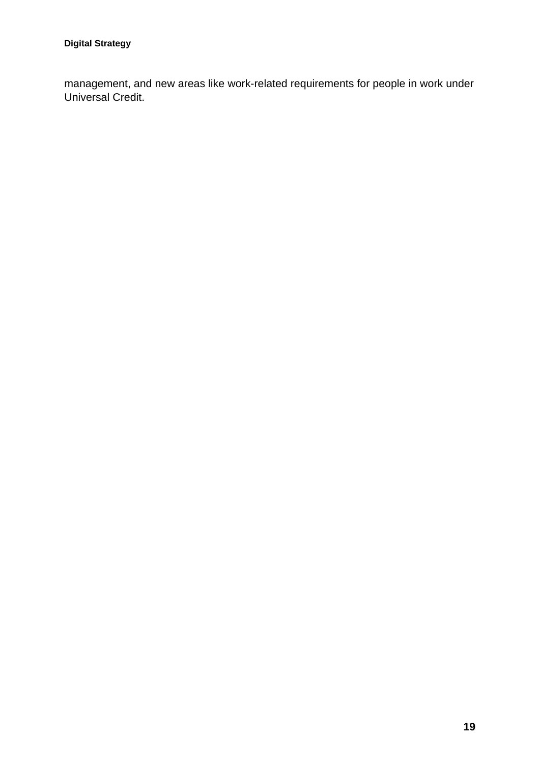management, and new areas like work-related requirements for people in work under Universal Credit.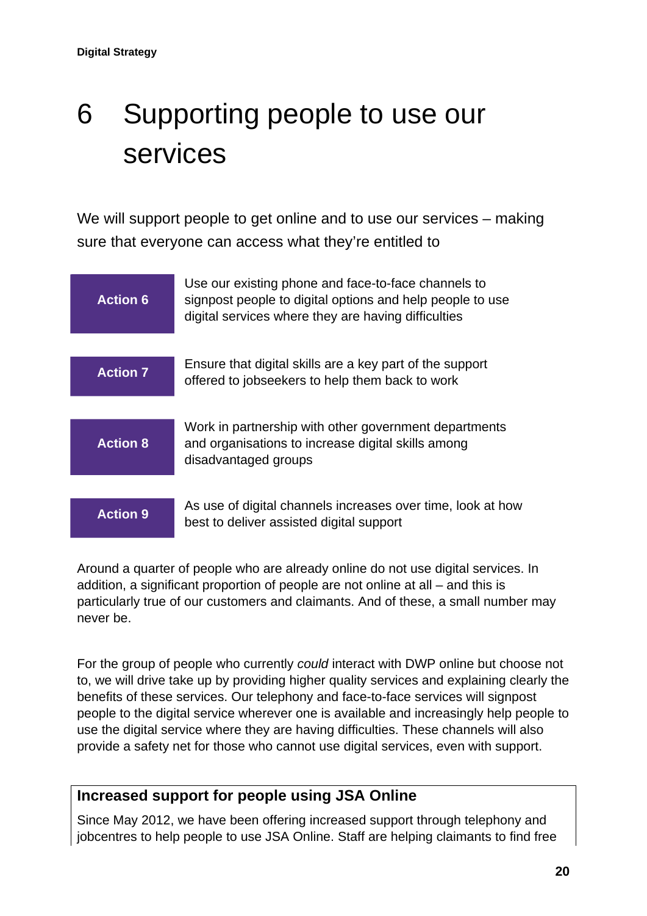# 6 Supporting people to use our services

We will support people to get online and to use our services – making sure that everyone can access what they're entitled to

| | |
|---|---|
| **Action 6** | Use our existing phone and face-to-face channels to signpost people to digital options and help people to use digital services where they are having difficulties |
| **Action 7** | Ensure that digital skills are a key part of the support offered to jobseekers to help them back to work |
| **Action 8** | Work in partnership with other government departments and organisations to increase digital skills among disadvantaged groups |
| **Action 9** | As use of digital channels increases over time, look at how best to deliver assisted digital support |

Around a quarter of people who are already online do not use digital services. In addition, a significant proportion of people are not online at all – and this is particularly true of our customers and claimants. And of these, a small number may never be.

For the group of people who currently *could* interact with DWP online but choose not to, we will drive take up by providing higher quality services and explaining clearly the benefits of these services. Our telephony and face-to-face services will signpost people to the digital service wherever one is available and increasingly help people to use the digital service where they are having difficulties. These channels will also provide a safety net for those who cannot use digital services, even with support.

### Increased support for people using JSA Online

Since May 2012, we have been offering increased support through telephony and jobcentres to help people to use JSA Online. Staff are helping claimants to find free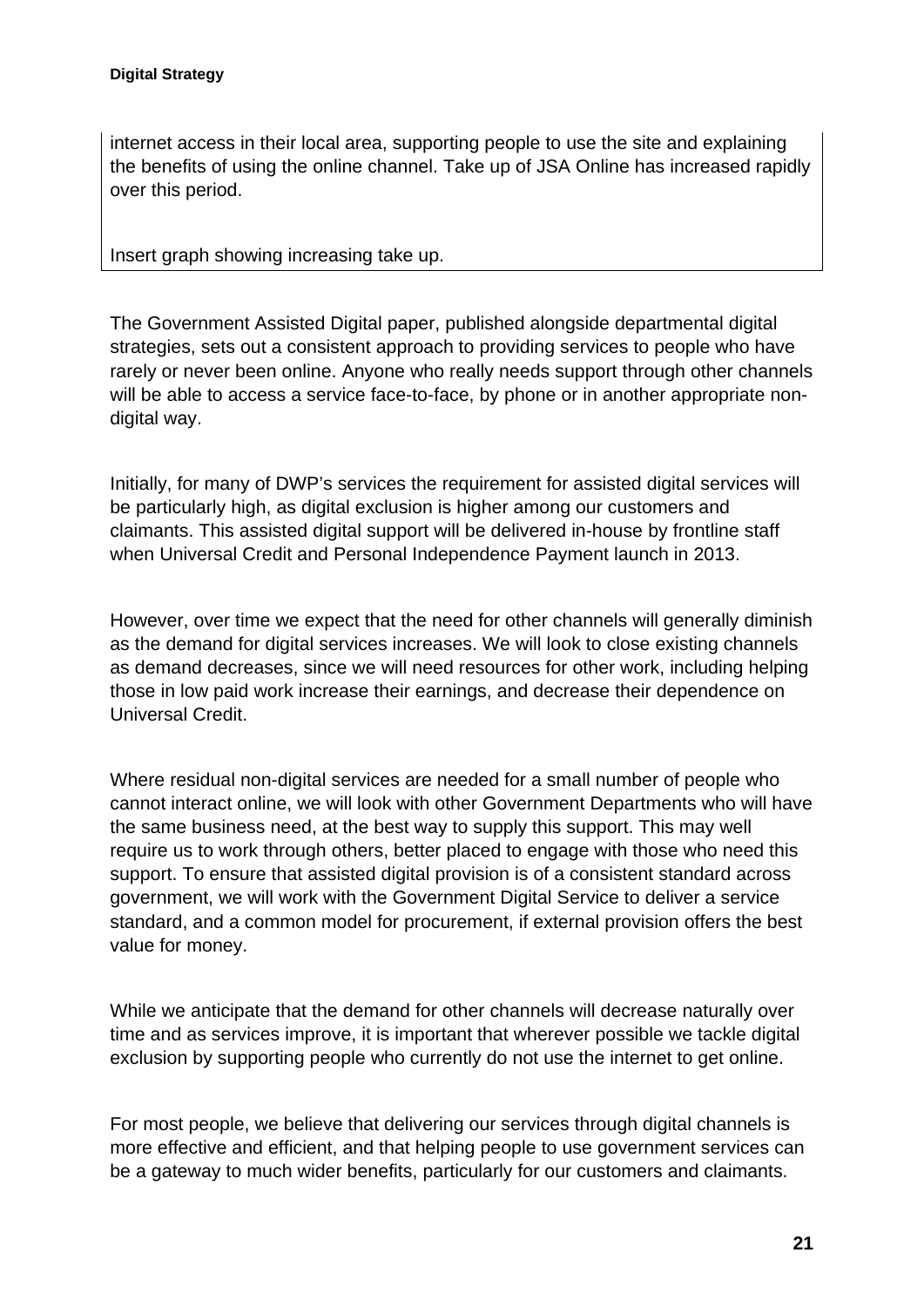internet access in their local area, supporting people to use the site and explaining the benefits of using the online channel. Take up of JSA Online has increased rapidly over this period.

Insert graph showing increasing take up.

The Government Assisted Digital paper, published alongside departmental digital strategies, sets out a consistent approach to providing services to people who have rarely or never been online. Anyone who really needs support through other channels will be able to access a service face-to-face, by phone or in another appropriate non-digital way.

Initially, for many of DWP's services the requirement for assisted digital services will be particularly high, as digital exclusion is higher among our customers and claimants. This assisted digital support will be delivered in-house by frontline staff when Universal Credit and Personal Independence Payment launch in 2013.

However, over time we expect that the need for other channels will generally diminish as the demand for digital services increases. We will look to close existing channels as demand decreases, since we will need resources for other work, including helping those in low paid work increase their earnings, and decrease their dependence on Universal Credit.

Where residual non-digital services are needed for a small number of people who cannot interact online, we will look with other Government Departments who will have the same business need, at the best way to supply this support. This may well require us to work through others, better placed to engage with those who need this support. To ensure that assisted digital provision is of a consistent standard across government, we will work with the Government Digital Service to deliver a service standard, and a common model for procurement, if external provision offers the best value for money.

While we anticipate that the demand for other channels will decrease naturally over time and as services improve, it is important that wherever possible we tackle digital exclusion by supporting people who currently do not use the internet to get online.

For most people, we believe that delivering our services through digital channels is more effective and efficient, and that helping people to use government services can be a gateway to much wider benefits, particularly for our customers and claimants.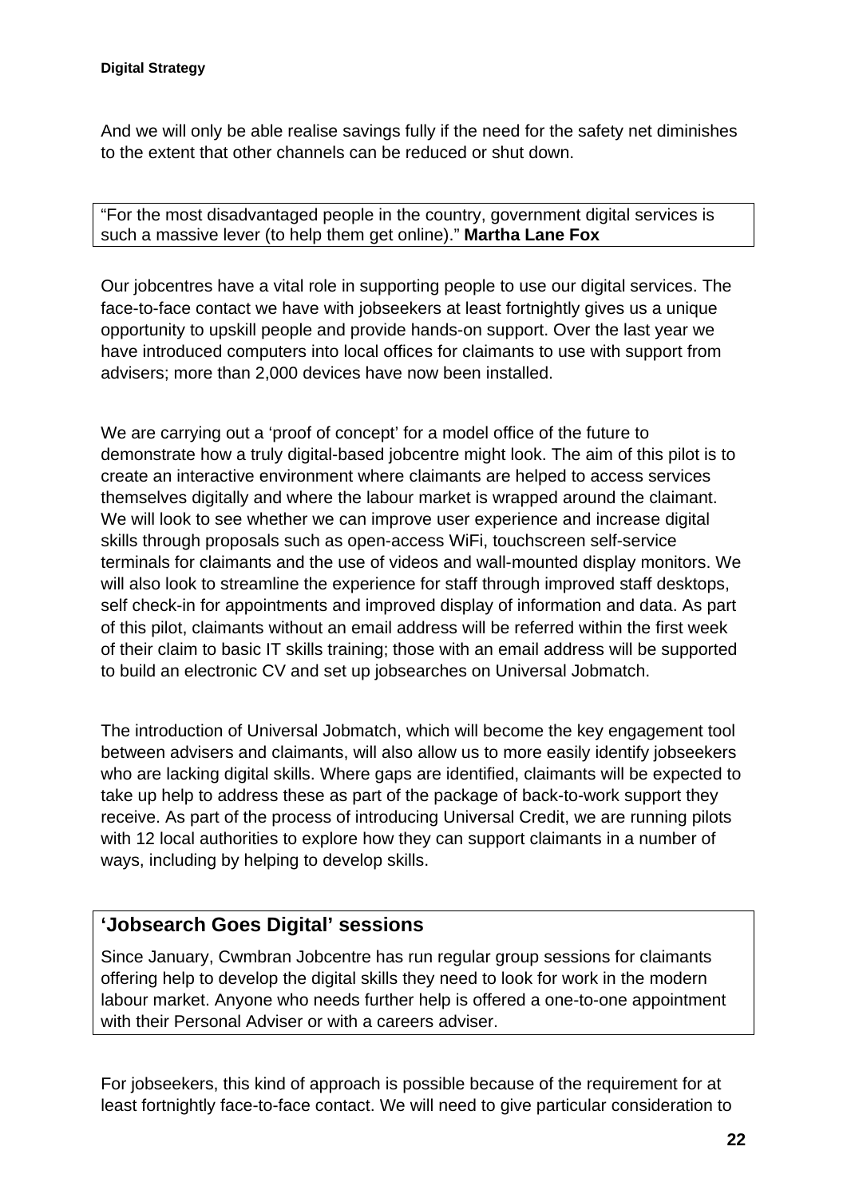And we will only be able realise savings fully if the need for the safety net diminishes to the extent that other channels can be reduced or shut down.

> "For the most disadvantaged people in the country, government digital services is such a massive lever (to help them get online)." **Martha Lane Fox**

Our jobcentres have a vital role in supporting people to use our digital services. The face-to-face contact we have with jobseekers at least fortnightly gives us a unique opportunity to upskill people and provide hands-on support. Over the last year we have introduced computers into local offices for claimants to use with support from advisers; more than 2,000 devices have now been installed.

We are carrying out a 'proof of concept' for a model office of the future to demonstrate how a truly digital-based jobcentre might look. The aim of this pilot is to create an interactive environment where claimants are helped to access services themselves digitally and where the labour market is wrapped around the claimant. We will look to see whether we can improve user experience and increase digital skills through proposals such as open-access WiFi, touchscreen self-service terminals for claimants and the use of videos and wall-mounted display monitors. We will also look to streamline the experience for staff through improved staff desktops, self check-in for appointments and improved display of information and data. As part of this pilot, claimants without an email address will be referred within the first week of their claim to basic IT skills training; those with an email address will be supported to build an electronic CV and set up jobsearches on Universal Jobmatch.

The introduction of Universal Jobmatch, which will become the key engagement tool between advisers and claimants, will also allow us to more easily identify jobseekers who are lacking digital skills. Where gaps are identified, claimants will be expected to take up help to address these as part of the package of back-to-work support they receive. As part of the process of introducing Universal Credit, we are running pilots with 12 local authorities to explore how they can support claimants in a number of ways, including by helping to develop skills.

### 'Jobsearch Goes Digital' sessions

Since January, Cwmbran Jobcentre has run regular group sessions for claimants offering help to develop the digital skills they need to look for work in the modern labour market. Anyone who needs further help is offered a one-to-one appointment with their Personal Adviser or with a careers adviser.

For jobseekers, this kind of approach is possible because of the requirement for at least fortnightly face-to-face contact. We will need to give particular consideration to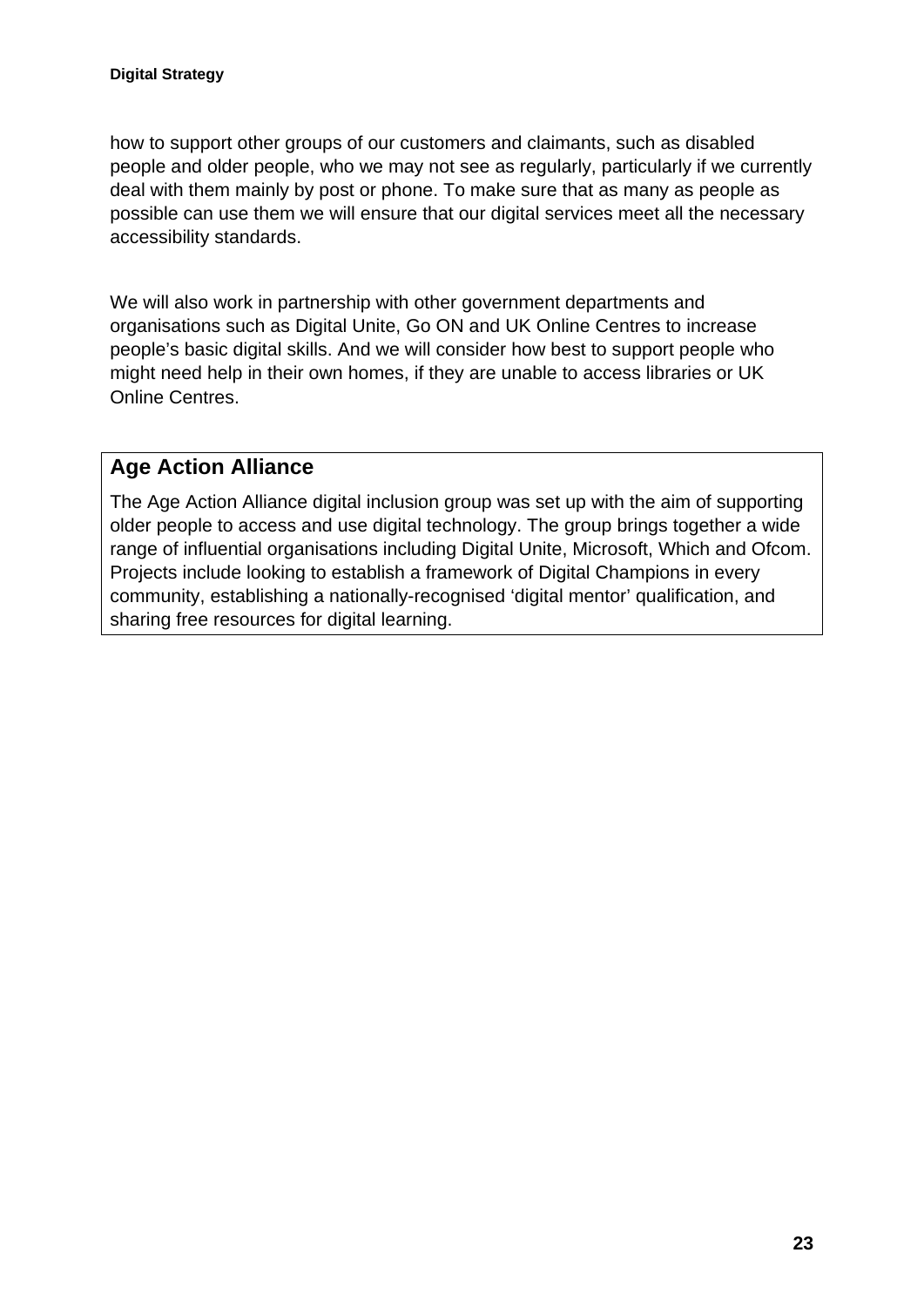how to support other groups of our customers and claimants, such as disabled people and older people, who we may not see as regularly, particularly if we currently deal with them mainly by post or phone. To make sure that as many as people as possible can use them we will ensure that our digital services meet all the necessary accessibility standards.

We will also work in partnership with other government departments and organisations such as Digital Unite, Go ON and UK Online Centres to increase people's basic digital skills. And we will consider how best to support people who might need help in their own homes, if they are unable to access libraries or UK Online Centres.

## Age Action Alliance

The Age Action Alliance digital inclusion group was set up with the aim of supporting older people to access and use digital technology. The group brings together a wide range of influential organisations including Digital Unite, Microsoft, Which and Ofcom. Projects include looking to establish a framework of Digital Champions in every community, establishing a nationally-recognised 'digital mentor' qualification, and sharing free resources for digital learning.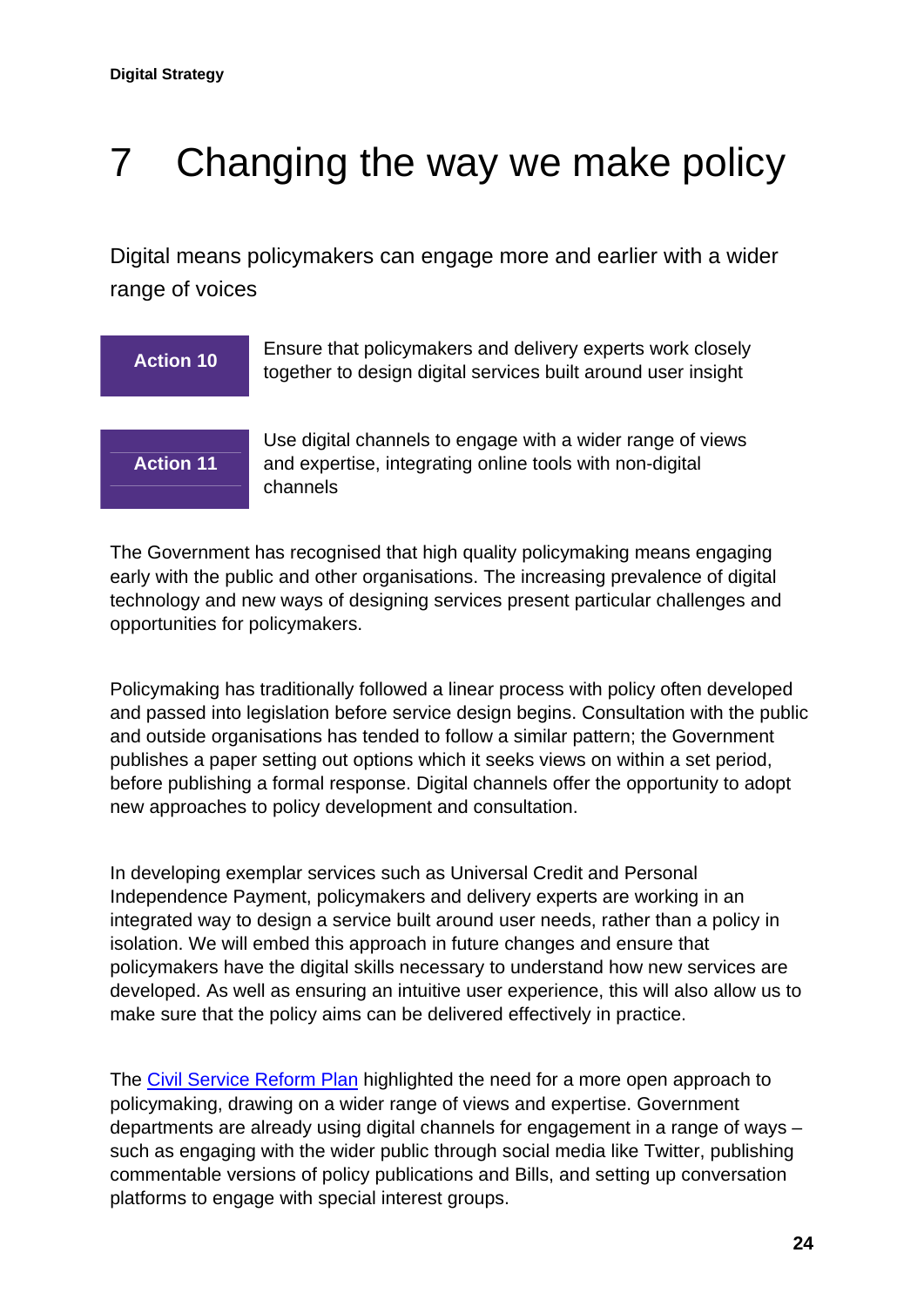# 7 Changing the way we make policy

Digital means policymakers can engage more and earlier with a wider range of voices

| | |
|---|---|
| **Action 10** | Ensure that policymakers and delivery experts work closely together to design digital services built around user insight |
| **Action 11** | Use digital channels to engage with a wider range of views and expertise, integrating online tools with non-digital channels |

The Government has recognised that high quality policymaking means engaging early with the public and other organisations. The increasing prevalence of digital technology and new ways of designing services present particular challenges and opportunities for policymakers.

Policymaking has traditionally followed a linear process with policy often developed and passed into legislation before service design begins. Consultation with the public and outside organisations has tended to follow a similar pattern; the Government publishes a paper setting out options which it seeks views on within a set period, before publishing a formal response. Digital channels offer the opportunity to adopt new approaches to policy development and consultation.

In developing exemplar services such as Universal Credit and Personal Independence Payment, policymakers and delivery experts are working in an integrated way to design a service built around user needs, rather than a policy in isolation. We will embed this approach in future changes and ensure that policymakers have the digital skills necessary to understand how new services are developed. As well as ensuring an intuitive user experience, this will also allow us to make sure that the policy aims can be delivered effectively in practice.

The Civil Service Reform Plan highlighted the need for a more open approach to policymaking, drawing on a wider range of views and expertise. Government departments are already using digital channels for engagement in a range of ways – such as engaging with the wider public through social media like Twitter, publishing commentable versions of policy publications and Bills, and setting up conversation platforms to engage with special interest groups.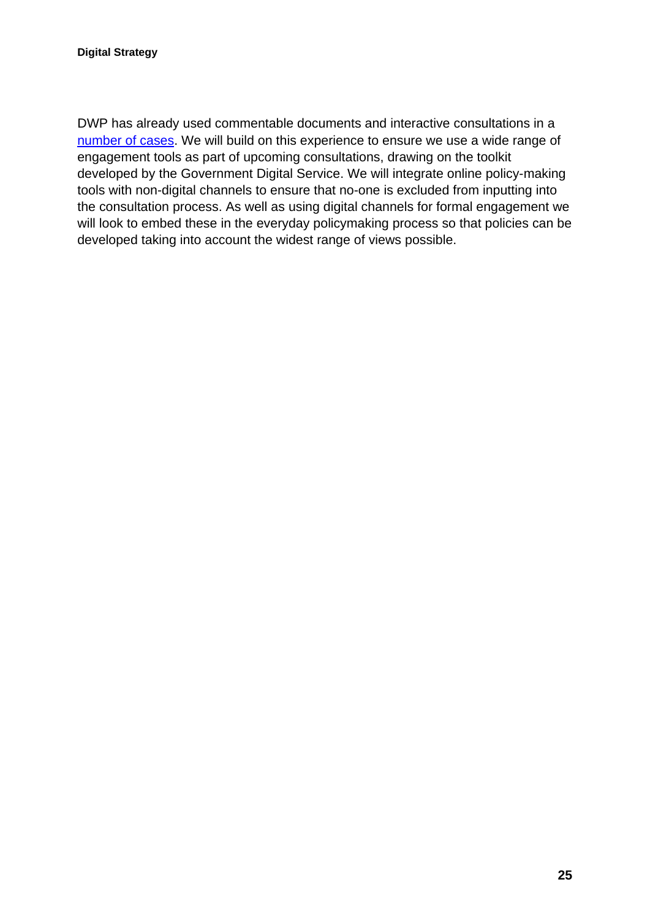DWP has already used commentable documents and interactive consultations in a number of cases. We will build on this experience to ensure we use a wide range of engagement tools as part of upcoming consultations, drawing on the toolkit developed by the Government Digital Service. We will integrate online policy-making tools with non-digital channels to ensure that no-one is excluded from inputting into the consultation process. As well as using digital channels for formal engagement we will look to embed these in the everyday policymaking process so that policies can be developed taking into account the widest range of views possible.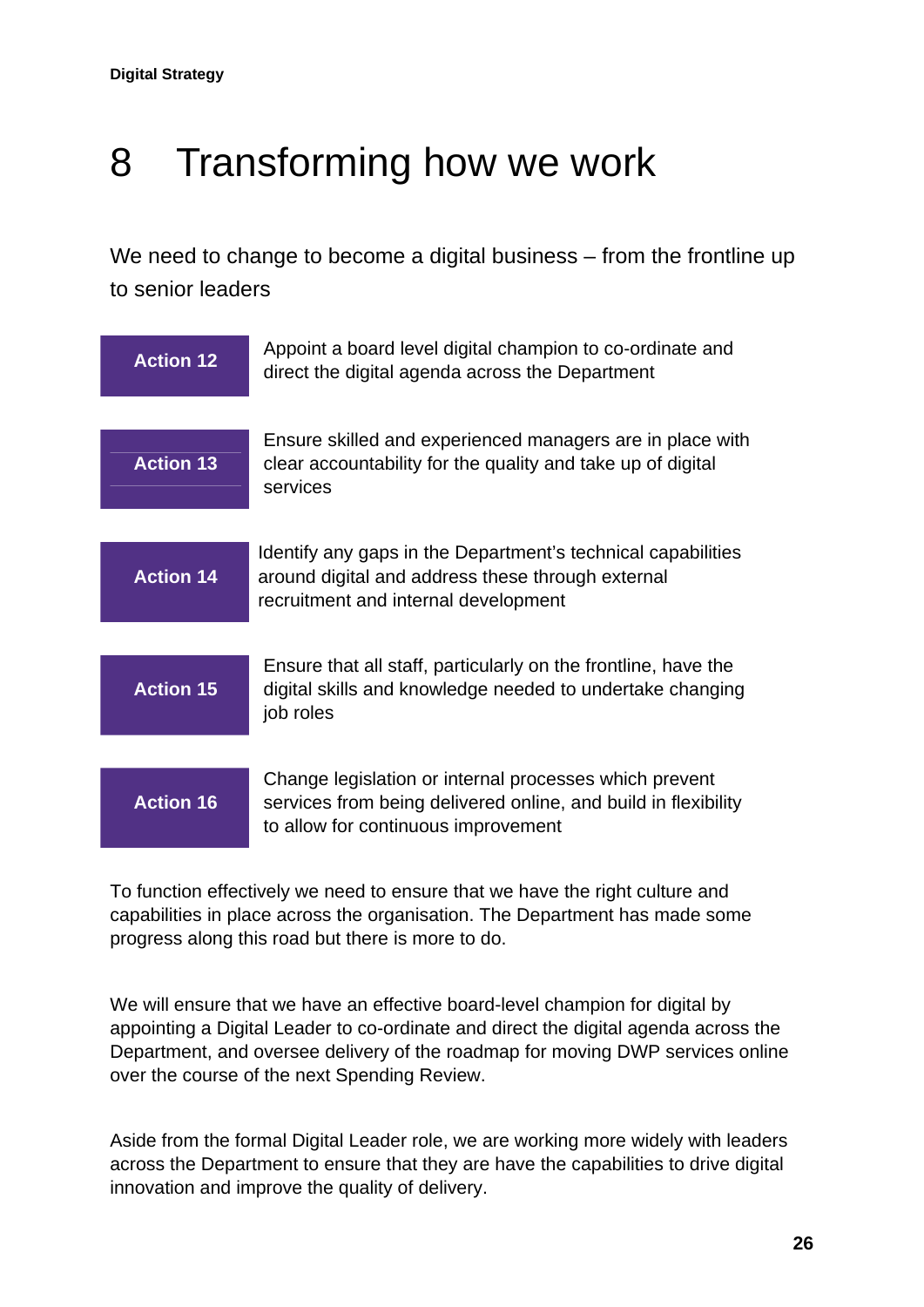# 8 Transforming how we work

We need to change to become a digital business – from the frontline up to senior leaders

| | |
|---|---|
| **Action 12** | Appoint a board level digital champion to co-ordinate and direct the digital agenda across the Department |
| **Action 13** | Ensure skilled and experienced managers are in place with clear accountability for the quality and take up of digital services |
| **Action 14** | Identify any gaps in the Department's technical capabilities around digital and address these through external recruitment and internal development |
| **Action 15** | Ensure that all staff, particularly on the frontline, have the digital skills and knowledge needed to undertake changing job roles |
| **Action 16** | Change legislation or internal processes which prevent services from being delivered online, and build in flexibility to allow for continuous improvement |

To function effectively we need to ensure that we have the right culture and capabilities in place across the organisation. The Department has made some progress along this road but there is more to do.

We will ensure that we have an effective board-level champion for digital by appointing a Digital Leader to co-ordinate and direct the digital agenda across the Department, and oversee delivery of the roadmap for moving DWP services online over the course of the next Spending Review.

Aside from the formal Digital Leader role, we are working more widely with leaders across the Department to ensure that they are have the capabilities to drive digital innovation and improve the quality of delivery.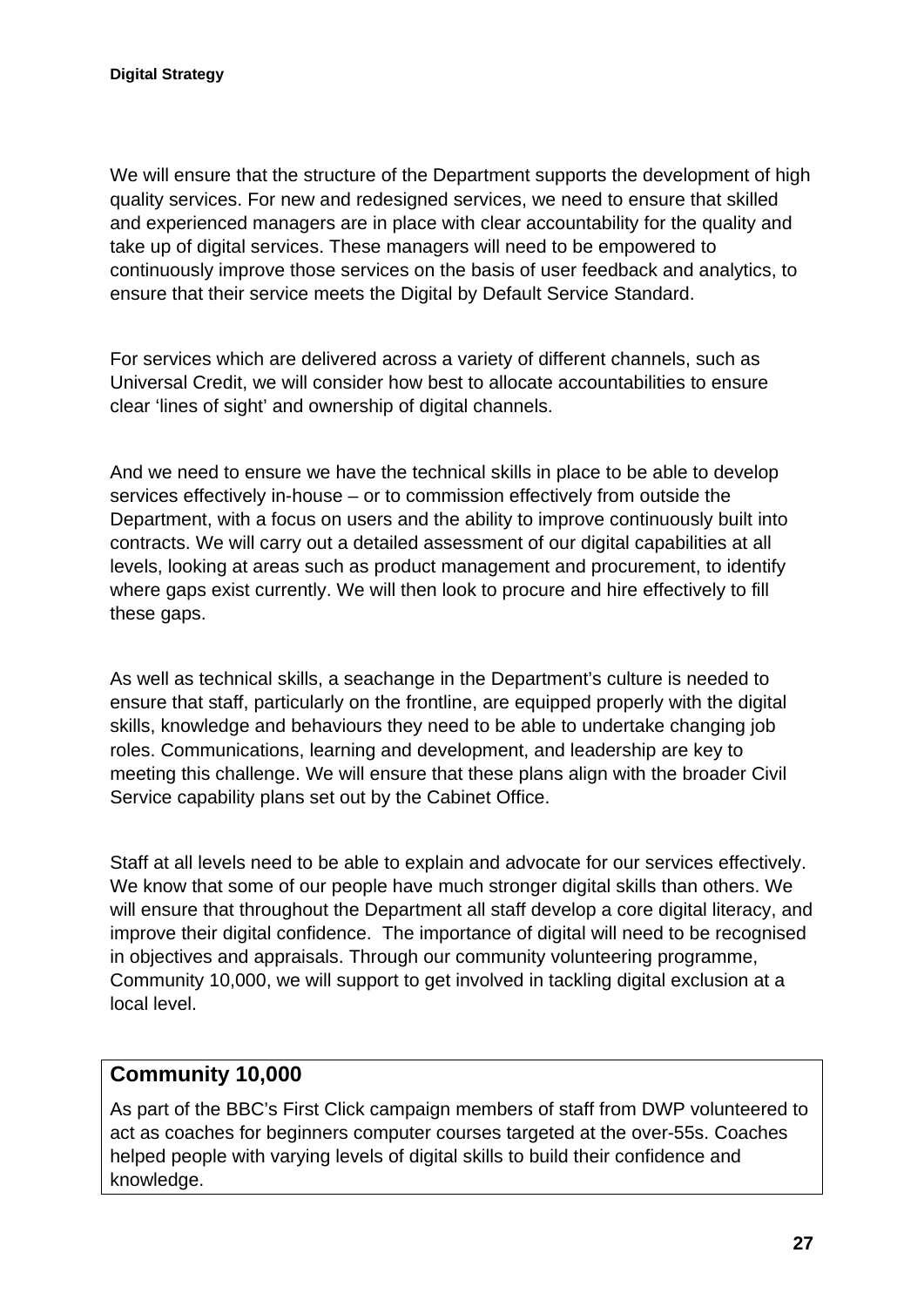We will ensure that the structure of the Department supports the development of high quality services. For new and redesigned services, we need to ensure that skilled and experienced managers are in place with clear accountability for the quality and take up of digital services. These managers will need to be empowered to continuously improve those services on the basis of user feedback and analytics, to ensure that their service meets the Digital by Default Service Standard.

For services which are delivered across a variety of different channels, such as Universal Credit, we will consider how best to allocate accountabilities to ensure clear 'lines of sight' and ownership of digital channels.

And we need to ensure we have the technical skills in place to be able to develop services effectively in-house – or to commission effectively from outside the Department, with a focus on users and the ability to improve continuously built into contracts. We will carry out a detailed assessment of our digital capabilities at all levels, looking at areas such as product management and procurement, to identify where gaps exist currently. We will then look to procure and hire effectively to fill these gaps.

As well as technical skills, a seachange in the Department's culture is needed to ensure that staff, particularly on the frontline, are equipped properly with the digital skills, knowledge and behaviours they need to be able to undertake changing job roles. Communications, learning and development, and leadership are key to meeting this challenge. We will ensure that these plans align with the broader Civil Service capability plans set out by the Cabinet Office.

Staff at all levels need to be able to explain and advocate for our services effectively. We know that some of our people have much stronger digital skills than others. We will ensure that throughout the Department all staff develop a core digital literacy, and improve their digital confidence. The importance of digital will need to be recognised in objectives and appraisals. Through our community volunteering programme, Community 10,000, we will support to get involved in tackling digital exclusion at a local level.

## Community 10,000

As part of the BBC's First Click campaign members of staff from DWP volunteered to act as coaches for beginners computer courses targeted at the over-55s. Coaches helped people with varying levels of digital skills to build their confidence and knowledge.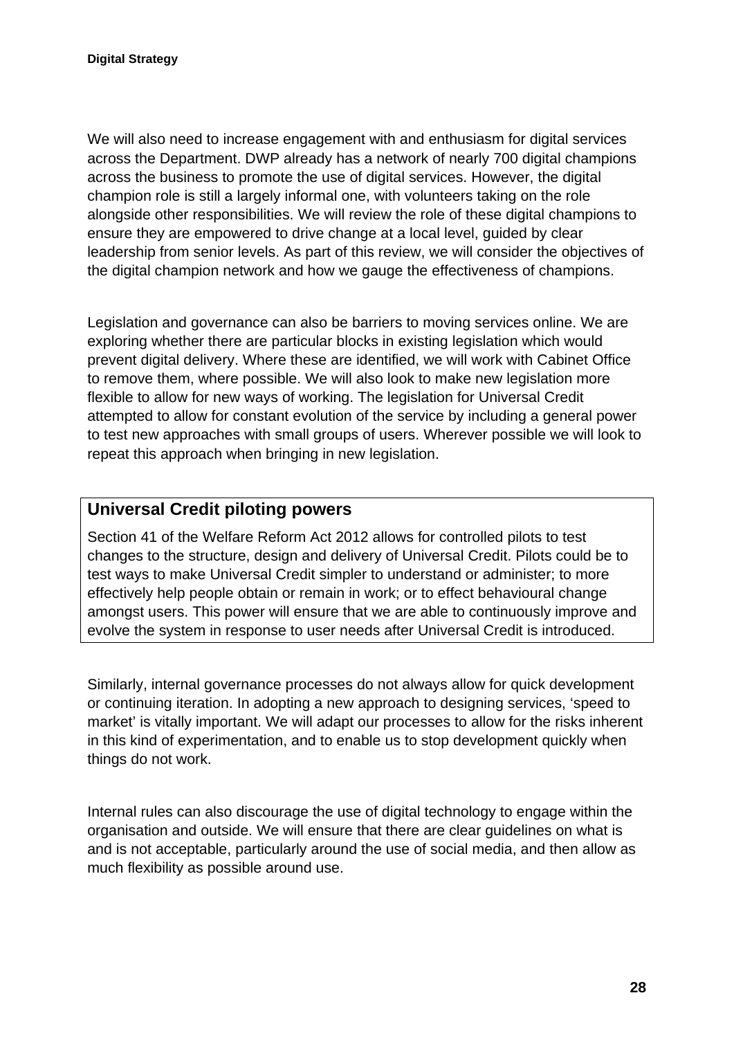We will also need to increase engagement with and enthusiasm for digital services across the Department. DWP already has a network of nearly 700 digital champions across the business to promote the use of digital services. However, the digital champion role is still a largely informal one, with volunteers taking on the role alongside other responsibilities. We will review the role of these digital champions to ensure they are empowered to drive change at a local level, guided by clear leadership from senior levels. As part of this review, we will consider the objectives of the digital champion network and how we gauge the effectiveness of champions.

Legislation and governance can also be barriers to moving services online. We are exploring whether there are particular blocks in existing legislation which would prevent digital delivery. Where these are identified, we will work with Cabinet Office to remove them, where possible. We will also look to make new legislation more flexible to allow for new ways of working. The legislation for Universal Credit attempted to allow for constant evolution of the service by including a general power to test new approaches with small groups of users. Wherever possible we will look to repeat this approach when bringing in new legislation.

### Universal Credit piloting powers

Section 41 of the Welfare Reform Act 2012 allows for controlled pilots to test changes to the structure, design and delivery of Universal Credit. Pilots could be to test ways to make Universal Credit simpler to understand or administer; to more effectively help people obtain or remain in work; or to effect behavioural change amongst users. This power will ensure that we are able to continuously improve and evolve the system in response to user needs after Universal Credit is introduced.

Similarly, internal governance processes do not always allow for quick development or continuing iteration. In adopting a new approach to designing services, 'speed to market' is vitally important. We will adapt our processes to allow for the risks inherent in this kind of experimentation, and to enable us to stop development quickly when things do not work.

Internal rules can also discourage the use of digital technology to engage within the organisation and outside. We will ensure that there are clear guidelines on what is and is not acceptable, particularly around the use of social media, and then allow as much flexibility as possible around use.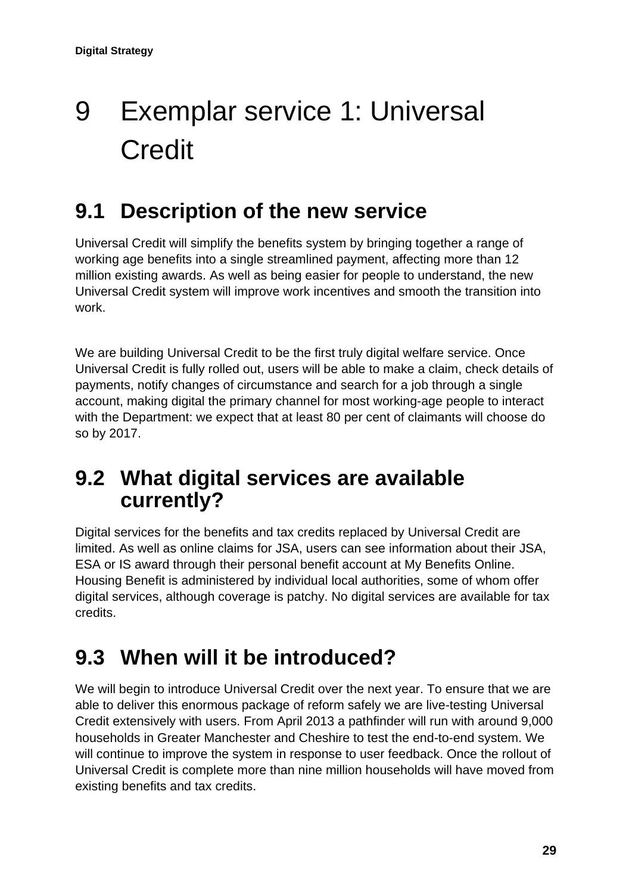# 9 Exemplar service 1: Universal Credit

## 9.1 Description of the new service

Universal Credit will simplify the benefits system by bringing together a range of working age benefits into a single streamlined payment, affecting more than 12 million existing awards. As well as being easier for people to understand, the new Universal Credit system will improve work incentives and smooth the transition into work.

We are building Universal Credit to be the first truly digital welfare service. Once Universal Credit is fully rolled out, users will be able to make a claim, check details of payments, notify changes of circumstance and search for a job through a single account, making digital the primary channel for most working-age people to interact with the Department: we expect that at least 80 per cent of claimants will choose do so by 2017.

## 9.2 What digital services are available currently?

Digital services for the benefits and tax credits replaced by Universal Credit are limited. As well as online claims for JSA, users can see information about their JSA, ESA or IS award through their personal benefit account at My Benefits Online. Housing Benefit is administered by individual local authorities, some of whom offer digital services, although coverage is patchy. No digital services are available for tax credits.

## 9.3 When will it be introduced?

We will begin to introduce Universal Credit over the next year. To ensure that we are able to deliver this enormous package of reform safely we are live-testing Universal Credit extensively with users. From April 2013 a pathfinder will run with around 9,000 households in Greater Manchester and Cheshire to test the end-to-end system. We will continue to improve the system in response to user feedback. Once the rollout of Universal Credit is complete more than nine million households will have moved from existing benefits and tax credits.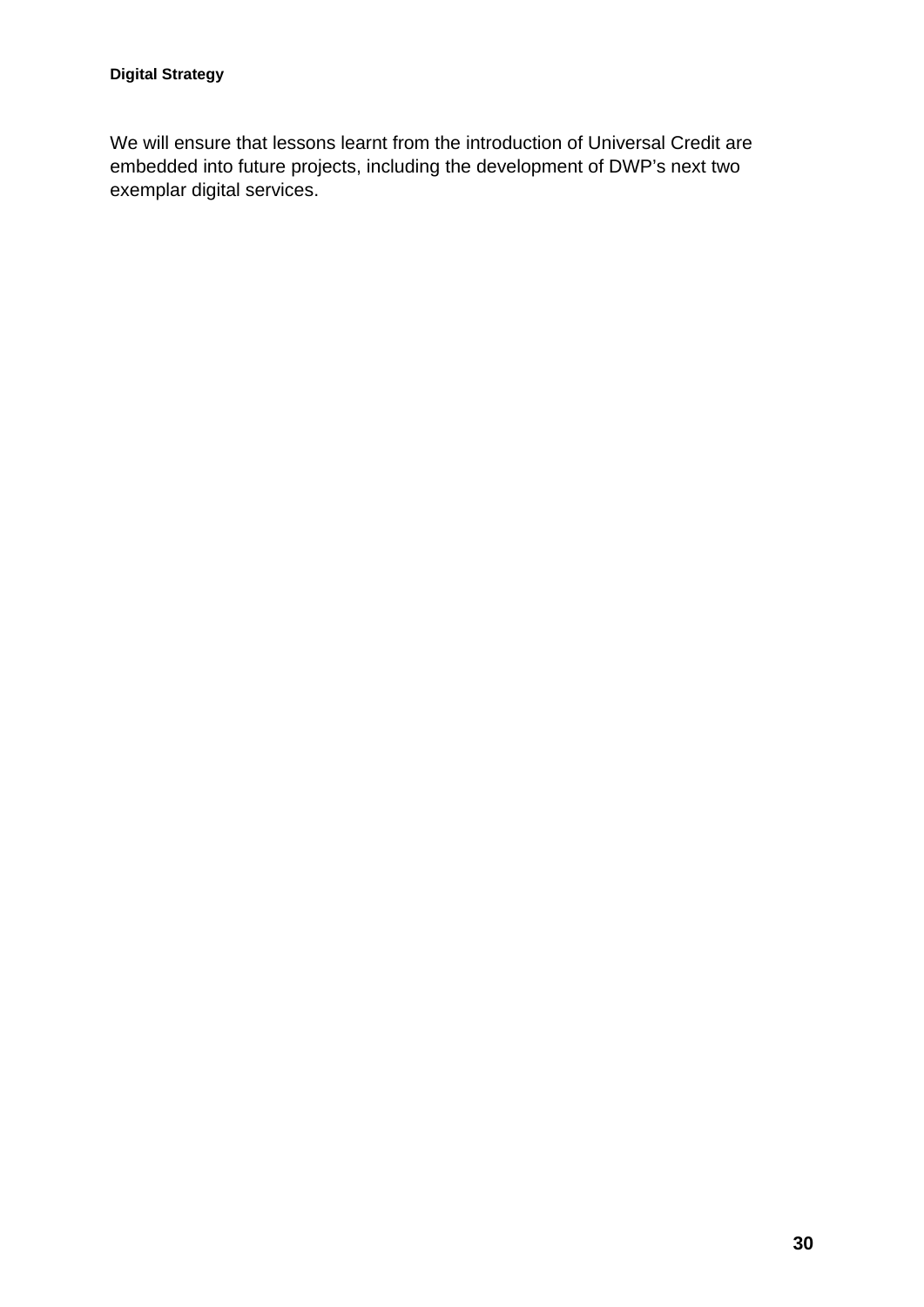We will ensure that lessons learnt from the introduction of Universal Credit are embedded into future projects, including the development of DWP's next two exemplar digital services.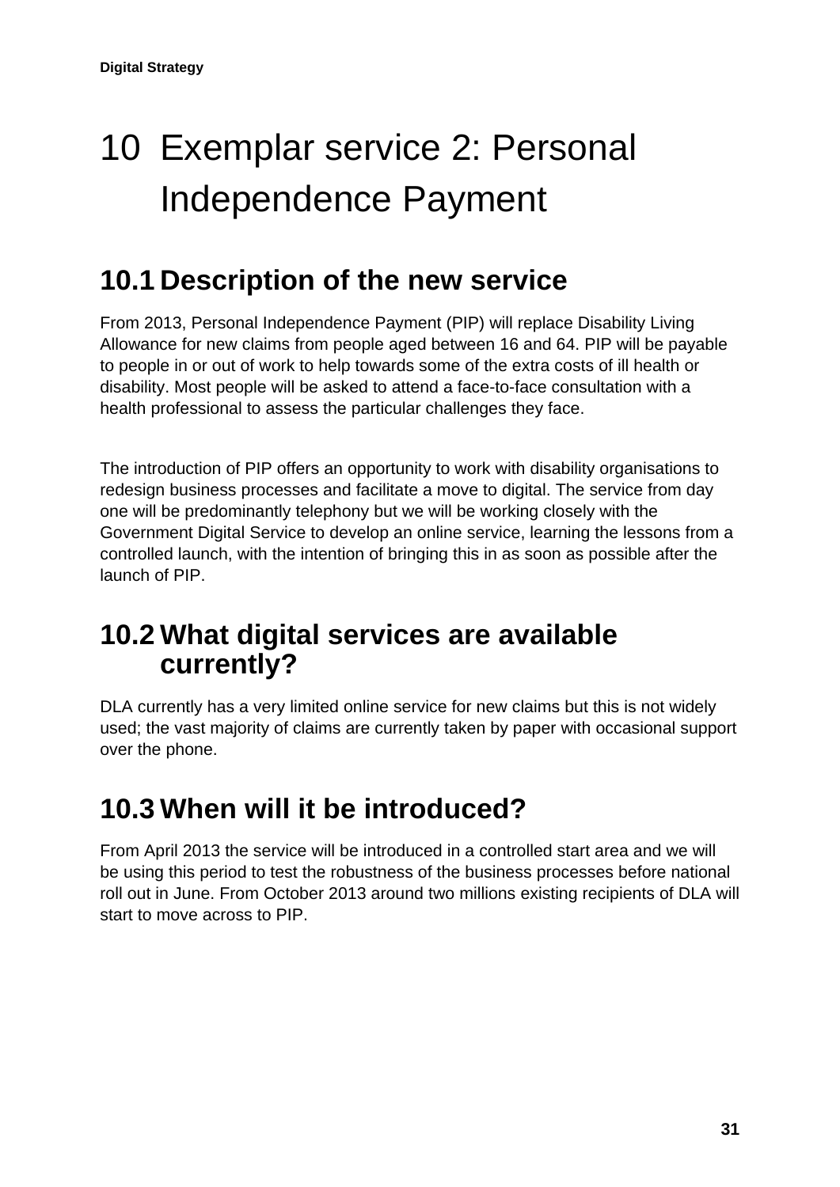# 10 Exemplar service 2: Personal Independence Payment

## 10.1 Description of the new service

From 2013, Personal Independence Payment (PIP) will replace Disability Living Allowance for new claims from people aged between 16 and 64. PIP will be payable to people in or out of work to help towards some of the extra costs of ill health or disability. Most people will be asked to attend a face-to-face consultation with a health professional to assess the particular challenges they face.

The introduction of PIP offers an opportunity to work with disability organisations to redesign business processes and facilitate a move to digital. The service from day one will be predominantly telephony but we will be working closely with the Government Digital Service to develop an online service, learning the lessons from a controlled launch, with the intention of bringing this in as soon as possible after the launch of PIP.

## 10.2 What digital services are available currently?

DLA currently has a very limited online service for new claims but this is not widely used; the vast majority of claims are currently taken by paper with occasional support over the phone.

## 10.3 When will it be introduced?

From April 2013 the service will be introduced in a controlled start area and we will be using this period to test the robustness of the business processes before national roll out in June. From October 2013 around two millions existing recipients of DLA will start to move across to PIP.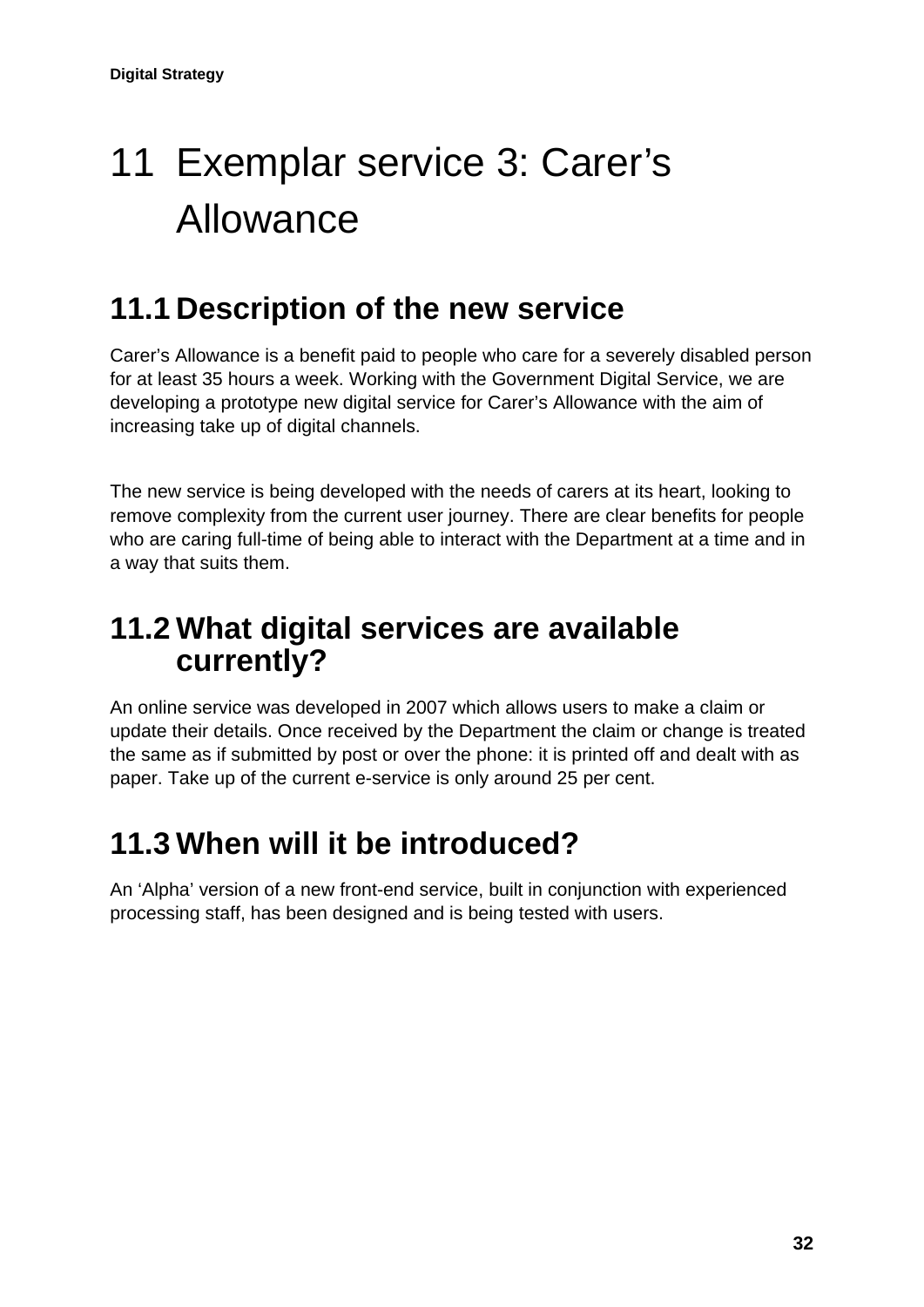# 11 Exemplar service 3: Carer's Allowance

## 11.1 Description of the new service

Carer's Allowance is a benefit paid to people who care for a severely disabled person for at least 35 hours a week. Working with the Government Digital Service, we are developing a prototype new digital service for Carer's Allowance with the aim of increasing take up of digital channels.

The new service is being developed with the needs of carers at its heart, looking to remove complexity from the current user journey. There are clear benefits for people who are caring full-time of being able to interact with the Department at a time and in a way that suits them.

## 11.2 What digital services are available currently?

An online service was developed in 2007 which allows users to make a claim or update their details. Once received by the Department the claim or change is treated the same as if submitted by post or over the phone: it is printed off and dealt with as paper. Take up of the current e-service is only around 25 per cent.

## 11.3 When will it be introduced?

An 'Alpha' version of a new front-end service, built in conjunction with experienced processing staff, has been designed and is being tested with users.